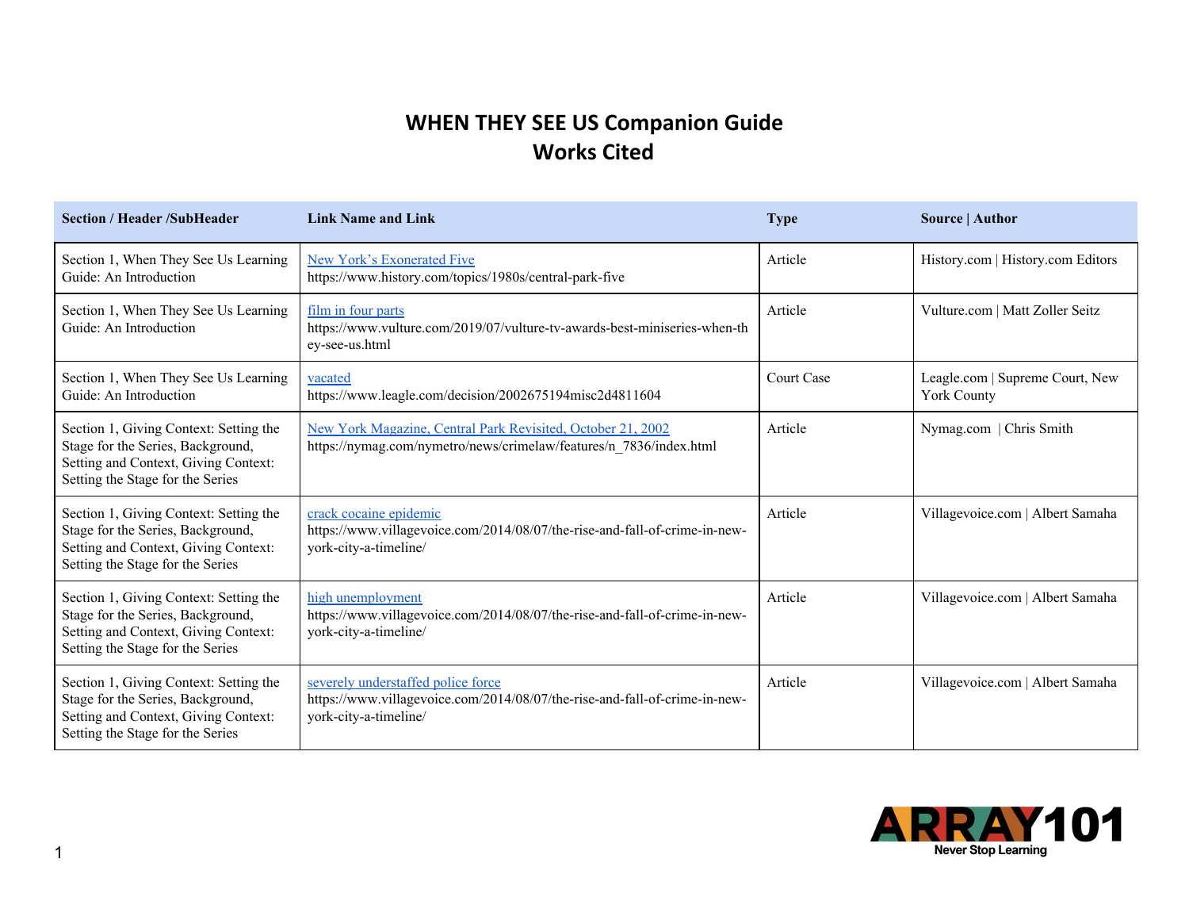# WHEN THEY SEE US Companion Guide
# Works Cited

| Section / Header /SubHeader | Link Name and Link | Type | Source \| Author |
|---|---|---|---|
| Section 1, When They See Us Learning Guide: An Introduction | New York's Exonerated Five https://www.history.com/topics/1980s/central-park-five | Article | History.com \| History.com Editors |
| Section 1, When They See Us Learning Guide: An Introduction | film in four parts https://www.vulture.com/2019/07/vulture-tv-awards-best-miniseries-when-they-see-us.html | Article | Vulture.com \| Matt Zoller Seitz |
| Section 1, When They See Us Learning Guide: An Introduction | vacated https://www.leagle.com/decision/2002675194misc2d4811604 | Court Case | Leagle.com \| Supreme Court, New York County |
| Section 1, Giving Context: Setting the Stage for the Series, Background, Setting and Context, Giving Context: Setting the Stage for the Series | New York Magazine, Central Park Revisited, October 21, 2002 https://nymag.com/nymetro/news/crimelaw/features/n_7836/index.html | Article | Nymag.com \| Chris Smith |
| Section 1, Giving Context: Setting the Stage for the Series, Background, Setting and Context, Giving Context: Setting the Stage for the Series | crack cocaine epidemic https://www.villagevoice.com/2014/08/07/the-rise-and-fall-of-crime-in-new-york-city-a-timeline/ | Article | Villagevoice.com \| Albert Samaha |
| Section 1, Giving Context: Setting the Stage for the Series, Background, Setting and Context, Giving Context: Setting the Stage for the Series | high unemployment https://www.villagevoice.com/2014/08/07/the-rise-and-fall-of-crime-in-new-york-city-a-timeline/ | Article | Villagevoice.com \| Albert Samaha |
| Section 1, Giving Context: Setting the Stage for the Series, Background, Setting and Context, Giving Context: Setting the Stage for the Series | severely understaffed police force https://www.villagevoice.com/2014/08/07/the-rise-and-fall-of-crime-in-new-york-city-a-timeline/ | Article | Villagevoice.com \| Albert Samaha |

ARRAY101 Never Stop Learning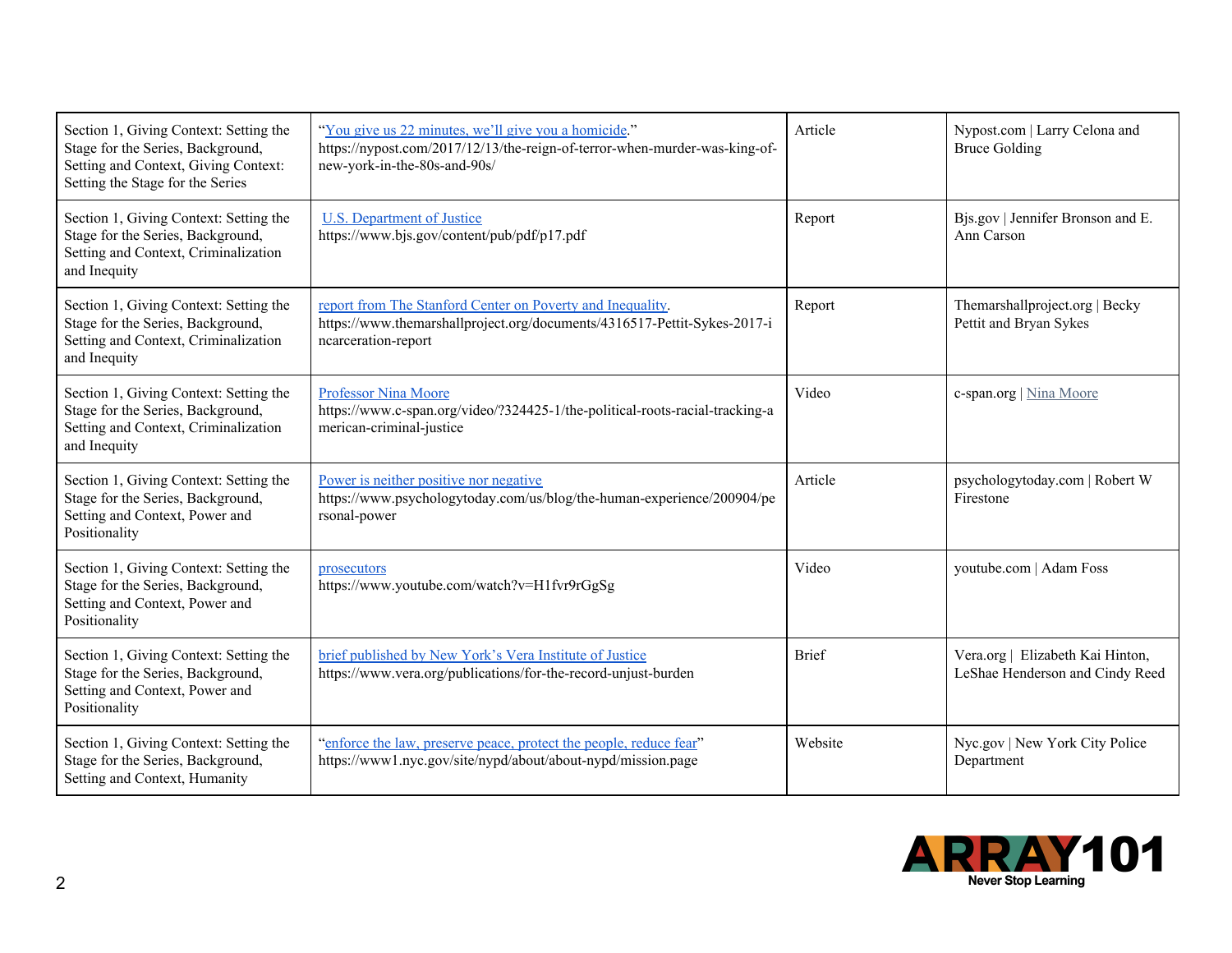| Section 1, Giving Context: Setting the Stage for the Series, Background, Setting and Context, Giving Context: Setting the Stage for the Series | "You give us 22 minutes, we'll give you a homicide." https://nypost.com/2017/12/13/the-reign-of-terror-when-murder-was-king-of-new-york-in-the-80s-and-90s/ | Article | Nypost.com \| Larry Celona and Bruce Golding |
|---|---|---|---|
| Section 1, Giving Context: Setting the Stage for the Series, Background, Setting and Context, Criminalization and Inequity | U.S. Department of Justice https://www.bjs.gov/content/pub/pdf/p17.pdf | Report | Bjs.gov \| Jennifer Bronson and E. Ann Carson |
| Section 1, Giving Context: Setting the Stage for the Series, Background, Setting and Context, Criminalization and Inequity | report from The Stanford Center on Poverty and Inequality. https://www.themarshallproject.org/documents/4316517-Pettit-Sykes-2017-incarceration-report | Report | Themarshallproject.org \| Becky Pettit and Bryan Sykes |
| Section 1, Giving Context: Setting the Stage for the Series, Background, Setting and Context, Criminalization and Inequity | Professor Nina Moore https://www.c-span.org/video/?324425-1/the-political-roots-racial-tracking-american-criminal-justice | Video | c-span.org \| Nina Moore |
| Section 1, Giving Context: Setting the Stage for the Series, Background, Setting and Context, Power and Positionality | Power is neither positive nor negative https://www.psychologytoday.com/us/blog/the-human-experience/200904/personal-power | Article | psychologytoday.com \| Robert W Firestone |
| Section 1, Giving Context: Setting the Stage for the Series, Background, Setting and Context, Power and Positionality | prosecutors https://www.youtube.com/watch?v=H1fvr9rGgSg | Video | youtube.com \| Adam Foss |
| Section 1, Giving Context: Setting the Stage for the Series, Background, Setting and Context, Power and Positionality | brief published by New York's Vera Institute of Justice https://www.vera.org/publications/for-the-record-unjust-burden | Brief | Vera.org \| Elizabeth Kai Hinton, LeShae Henderson and Cindy Reed |
| Section 1, Giving Context: Setting the Stage for the Series, Background, Setting and Context, Humanity | "enforce the law, preserve peace, protect the people, reduce fear" https://www1.nyc.gov/site/nypd/about/about-nypd/mission.page | Website | Nyc.gov \| New York City Police Department |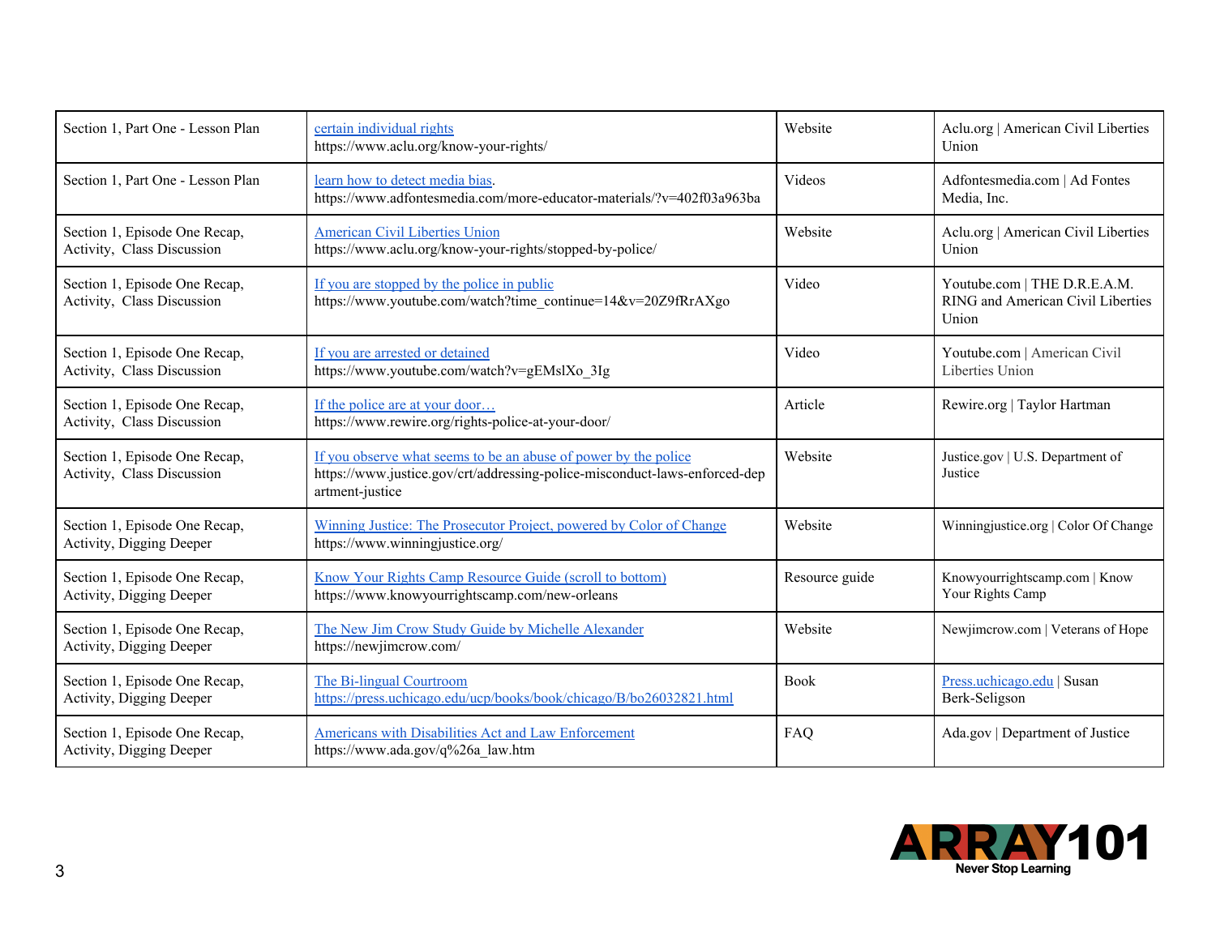| Section 1, Part One - Lesson Plan | certain individual rights https://www.aclu.org/know-your-rights/ | Website | Aclu.org \| American Civil Liberties Union |
|---|---|---|---|
| Section 1, Part One - Lesson Plan | learn how to detect media bias. https://www.adfontesmedia.com/more-educator-materials/?v=402f03a963ba | Videos | Adfontesmedia.com \| Ad Fontes Media, Inc. |
| Section 1, Episode One Recap, Activity, Class Discussion | American Civil Liberties Union https://www.aclu.org/know-your-rights/stopped-by-police/ | Website | Aclu.org \| American Civil Liberties Union |
| Section 1, Episode One Recap, Activity, Class Discussion | If you are stopped by the police in public https://www.youtube.com/watch?time_continue=14&v=20Z9fRrAXgo | Video | Youtube.com \| THE D.R.E.A.M. RING and American Civil Liberties Union |
| Section 1, Episode One Recap, Activity, Class Discussion | If you are arrested or detained https://www.youtube.com/watch?v=gEMslXo_3Ig | Video | Youtube.com \| American Civil Liberties Union |
| Section 1, Episode One Recap, Activity, Class Discussion | If the police are at your door… https://www.rewire.org/rights-police-at-your-door/ | Article | Rewire.org \| Taylor Hartman |
| Section 1, Episode One Recap, Activity, Class Discussion | If you observe what seems to be an abuse of power by the police https://www.justice.gov/crt/addressing-police-misconduct-laws-enforced-department-justice | Website | Justice.gov \| U.S. Department of Justice |
| Section 1, Episode One Recap, Activity, Digging Deeper | Winning Justice: The Prosecutor Project, powered by Color of Change https://www.winningjustice.org/ | Website | Winningjustice.org \| Color Of Change |
| Section 1, Episode One Recap, Activity, Digging Deeper | Know Your Rights Camp Resource Guide (scroll to bottom) https://www.knowyourrightscamp.com/new-orleans | Resource guide | Knowyourrightscamp.com \| Know Your Rights Camp |
| Section 1, Episode One Recap, Activity, Digging Deeper | The New Jim Crow Study Guide by Michelle Alexander https://newjimcrow.com/ | Website | Newjimcrow.com \| Veterans of Hope |
| Section 1, Episode One Recap, Activity, Digging Deeper | The Bi-lingual Courtroom https://press.uchicago.edu/ucp/books/book/chicago/B/bo26032821.html | Book | Press.uchicago.edu \| Susan Berk-Seligson |
| Section 1, Episode One Recap, Activity, Digging Deeper | Americans with Disabilities Act and Law Enforcement https://www.ada.gov/q%26a_law.htm | FAQ | Ada.gov \| Department of Justice |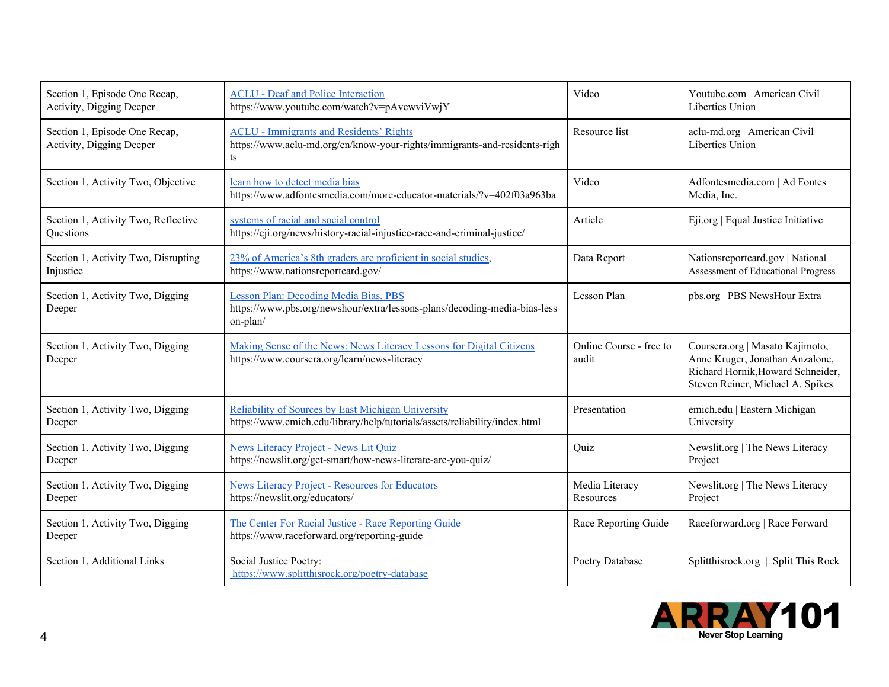| Section 1, Episode One Recap, Activity, Digging Deeper | ACLU - Deaf and Police Interaction https://www.youtube.com/watch?v=pAvewviVwjY | Video | Youtube.com \| American Civil Liberties Union |
|---|---|---|---|
| Section 1, Episode One Recap, Activity, Digging Deeper | ACLU - Immigrants and Residents' Rights https://www.aclu-md.org/en/know-your-rights/immigrants-and-residents-rights | Resource list | aclu-md.org \| American Civil Liberties Union |
| Section 1, Activity Two, Objective | learn how to detect media bias https://www.adfontesmedia.com/more-educator-materials/?v=402f03a963ba | Video | Adfontesmedia.com \| Ad Fontes Media, Inc. |
| Section 1, Activity Two, Reflective Questions | systems of racial and social control https://eji.org/news/history-racial-injustice-race-and-criminal-justice/ | Article | Eji.org \| Equal Justice Initiative |
| Section 1, Activity Two, Disrupting Injustice | 23% of America's 8th graders are proficient in social studies, https://www.nationsreportcard.gov/ | Data Report | Nationsreportcard.gov \| National Assessment of Educational Progress |
| Section 1, Activity Two, Digging Deeper | Lesson Plan: Decoding Media Bias, PBS https://www.pbs.org/newshour/extra/lessons-plans/decoding-media-bias-lesson-plan/ | Lesson Plan | pbs.org \| PBS NewsHour Extra |
| Section 1, Activity Two, Digging Deeper | Making Sense of the News: News Literacy Lessons for Digital Citizens https://www.coursera.org/learn/news-literacy | Online Course - free to audit | Coursera.org \| Masato Kajimoto, Anne Kruger, Jonathan Anzalone, Richard Hornik,Howard Schneider, Steven Reiner, Michael A. Spikes |
| Section 1, Activity Two, Digging Deeper | Reliability of Sources by East Michigan University https://www.emich.edu/library/help/tutorials/assets/reliability/index.html | Presentation | emich.edu \| Eastern Michigan University |
| Section 1, Activity Two, Digging Deeper | News Literacy Project - News Lit Quiz https://newslit.org/get-smart/how-news-literate-are-you-quiz/ | Quiz | Newslit.org \| The News Literacy Project |
| Section 1, Activity Two, Digging Deeper | News Literacy Project - Resources for Educators https://newslit.org/educators/ | Media Literacy Resources | Newslit.org \| The News Literacy Project |
| Section 1, Activity Two, Digging Deeper | The Center For Racial Justice - Race Reporting Guide https://www.raceforward.org/reporting-guide | Race Reporting Guide | Raceforward.org \| Race Forward |
| Section 1, Additional Links | Social Justice Poetry: https://www.splitthisrock.org/poetry-database | Poetry Database | Splitthisrock.org \| Split This Rock |

ARRAY101
Never Stop Learning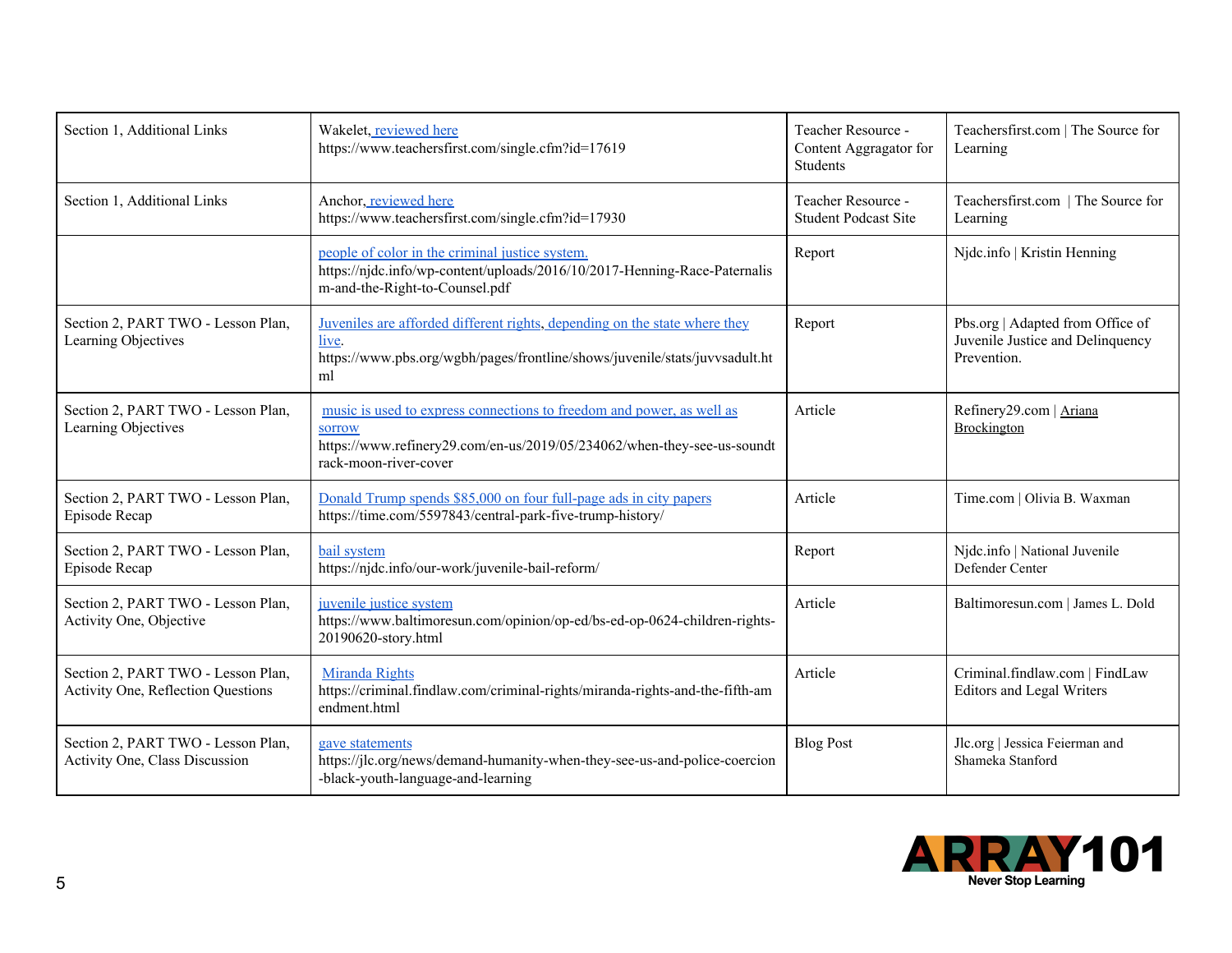| Section 1, Additional Links | Wakelet, reviewed here https://www.teachersfirst.com/single.cfm?id=17619 | Teacher Resource - Content Aggregator for Students | Teachersfirst.com \| The Source for Learning |
|---|---|---|---|
| Section 1, Additional Links | Anchor, reviewed here https://www.teachersfirst.com/single.cfm?id=17930 | Teacher Resource - Student Podcast Site | Teachersfirst.com \| The Source for Learning |
| | people of color in the criminal justice system. https://njdc.info/wp-content/uploads/2016/10/2017-Henning-Race-Paternalism-and-the-Right-to-Counsel.pdf | Report | Njdc.info \| Kristin Henning |
| Section 2, PART TWO - Lesson Plan, Learning Objectives | Juveniles are afforded different rights, depending on the state where they live. https://www.pbs.org/wgbh/pages/frontline/shows/juvenile/stats/juvvsadult.html | Report | Pbs.org \| Adapted from Office of Juvenile Justice and Delinquency Prevention. |
| Section 2, PART TWO - Lesson Plan, Learning Objectives | music is used to express connections to freedom and power, as well as sorrow https://www.refinery29.com/en-us/2019/05/234062/when-they-see-us-soundtrack-moon-river-cover | Article | Refinery29.com \| Ariana Brockington |
| Section 2, PART TWO - Lesson Plan, Episode Recap | Donald Trump spends $85,000 on four full-page ads in city papers https://time.com/5597843/central-park-five-trump-history/ | Article | Time.com \| Olivia B. Waxman |
| Section 2, PART TWO - Lesson Plan, Episode Recap | bail system https://njdc.info/our-work/juvenile-bail-reform/ | Report | Njdc.info \| National Juvenile Defender Center |
| Section 2, PART TWO - Lesson Plan, Activity One, Objective | juvenile justice system https://www.baltimoresun.com/opinion/op-ed/bs-ed-op-0624-children-rights-20190620-story.html | Article | Baltimoresun.com \| James L. Dold |
| Section 2, PART TWO - Lesson Plan, Activity One, Reflection Questions | Miranda Rights https://criminal.findlaw.com/criminal-rights/miranda-rights-and-the-fifth-amendment.html | Article | Criminal.findlaw.com \| FindLaw Editors and Legal Writers |
| Section 2, PART TWO - Lesson Plan, Activity One, Class Discussion | gave statements https://jlc.org/news/demand-humanity-when-they-see-us-and-police-coercion-black-youth-language-and-learning | Blog Post | Jlc.org \| Jessica Feierman and Shameka Stanford |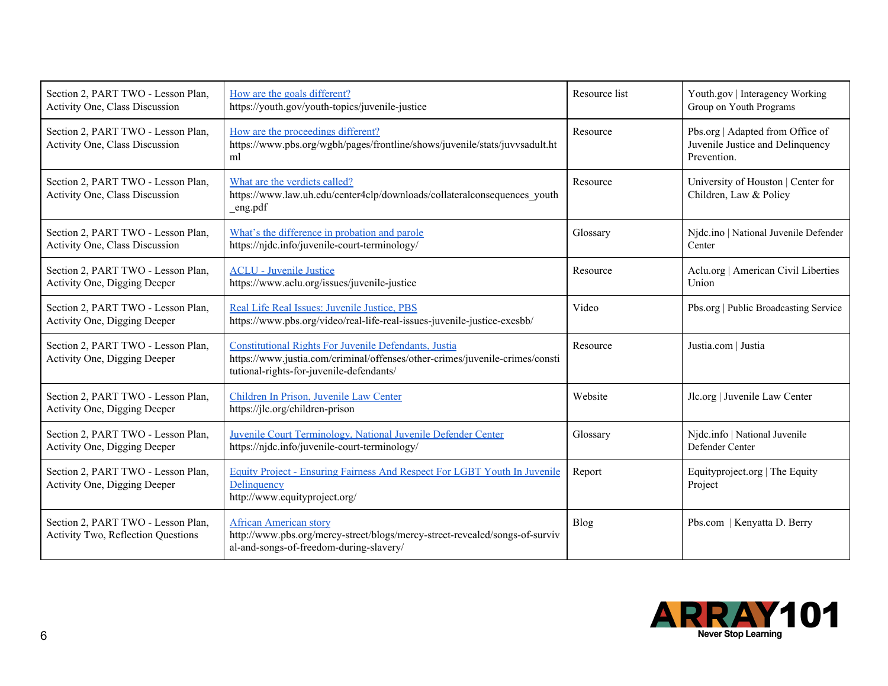| | | | |
|---|---|---|---|
| Section 2, PART TWO - Lesson Plan, Activity One, Class Discussion | How are the goals different?<br>https://youth.gov/youth-topics/juvenile-justice | Resource list | Youth.gov \| Interagency Working Group on Youth Programs |
| Section 2, PART TWO - Lesson Plan, Activity One, Class Discussion | How are the proceedings different?<br>https://www.pbs.org/wgbh/pages/frontline/shows/juvenile/stats/juvvsadult.html | Resource | Pbs.org \| Adapted from Office of Juvenile Justice and Delinquency Prevention. |
| Section 2, PART TWO - Lesson Plan, Activity One, Class Discussion | What are the verdicts called?<br>https://www.law.uh.edu/center4clp/downloads/collateralconsequences_youth_eng.pdf | Resource | University of Houston \| Center for Children, Law & Policy |
| Section 2, PART TWO - Lesson Plan, Activity One, Class Discussion | What's the difference in probation and parole<br>https://njdc.info/juvenile-court-terminology/ | Glossary | Njdc.ino \| National Juvenile Defender Center |
| Section 2, PART TWO - Lesson Plan, Activity One, Digging Deeper | ACLU - Juvenile Justice<br>https://www.aclu.org/issues/juvenile-justice | Resource | Aclu.org \| American Civil Liberties Union |
| Section 2, PART TWO - Lesson Plan, Activity One, Digging Deeper | Real Life Real Issues: Juvenile Justice, PBS<br>https://www.pbs.org/video/real-life-real-issues-juvenile-justice-exesbb/ | Video | Pbs.org \| Public Broadcasting Service |
| Section 2, PART TWO - Lesson Plan, Activity One, Digging Deeper | Constitutional Rights For Juvenile Defendants, Justia<br>https://www.justia.com/criminal/offenses/other-crimes/juvenile-crimes/constitutional-rights-for-juvenile-defendants/ | Resource | Justia.com \| Justia |
| Section 2, PART TWO - Lesson Plan, Activity One, Digging Deeper | Children In Prison, Juvenile Law Center<br>https://jlc.org/children-prison | Website | Jlc.org \| Juvenile Law Center |
| Section 2, PART TWO - Lesson Plan, Activity One, Digging Deeper | Juvenile Court Terminology, National Juvenile Defender Center<br>https://njdc.info/juvenile-court-terminology/ | Glossary | Njdc.info \| National Juvenile Defender Center |
| Section 2, PART TWO - Lesson Plan, Activity One, Digging Deeper | Equity Project - Ensuring Fairness And Respect For LGBT Youth In Juvenile Delinquency<br>http://www.equityproject.org/ | Report | Equityproject.org \| The Equity Project |
| Section 2, PART TWO - Lesson Plan, Activity Two, Reflection Questions | African American story<br>http://www.pbs.org/mercy-street/blogs/mercy-street-revealed/songs-of-survival-and-songs-of-freedom-during-slavery/ | Blog | Pbs.com \| Kenyatta D. Berry |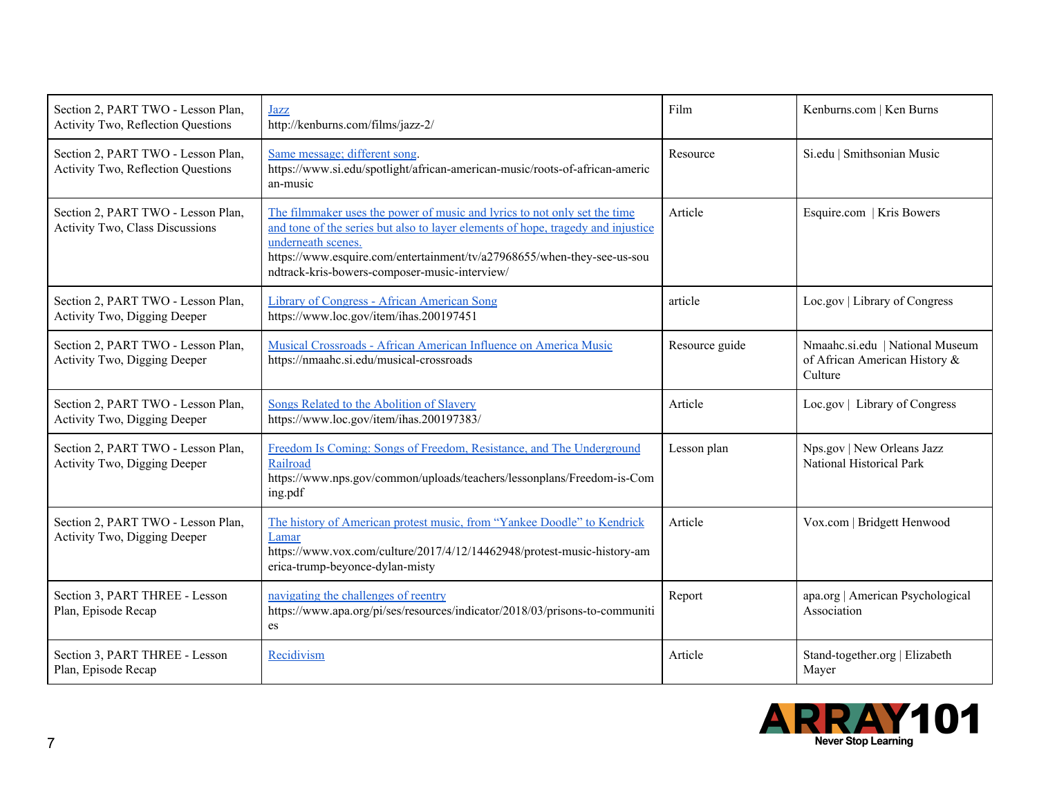| Section 2, PART TWO - Lesson Plan, Activity Two, Reflection Questions | [Jazz](http://kenburns.com/films/jazz-2/) http://kenburns.com/films/jazz-2/ | Film | Kenburns.com \| Ken Burns |
|---|---|---|---|
| Section 2, PART TWO - Lesson Plan, Activity Two, Reflection Questions | [Same message; different song](https://www.si.edu/spotlight/african-american-music/roots-of-african-american-music). https://www.si.edu/spotlight/african-american-music/roots-of-african-american-music | Resource | Si.edu \| Smithsonian Music |
| Section 2, PART TWO - Lesson Plan, Activity Two, Class Discussions | [The filmmaker uses the power of music and lyrics to not only set the time and tone of the series but also to layer elements of hope, tragedy and injustice underneath scenes.](https://www.esquire.com/entertainment/tv/a27968655/when-they-see-us-soundtrack-kris-bowers-composer-music-interview/) https://www.esquire.com/entertainment/tv/a27968655/when-they-see-us-soundtrack-kris-bowers-composer-music-interview/ | Article | Esquire.com \| Kris Bowers |
| Section 2, PART TWO - Lesson Plan, Activity Two, Digging Deeper | [Library of Congress - African American Song](https://www.loc.gov/item/ihas.200197451) https://www.loc.gov/item/ihas.200197451 | article | Loc.gov \| Library of Congress |
| Section 2, PART TWO - Lesson Plan, Activity Two, Digging Deeper | [Musical Crossroads - African American Influence on America Music](https://nmaahc.si.edu/musical-crossroads) https://nmaahc.si.edu/musical-crossroads | Resource guide | Nmaahc.si.edu \| National Museum of African American History & Culture |
| Section 2, PART TWO - Lesson Plan, Activity Two, Digging Deeper | [Songs Related to the Abolition of Slavery](https://www.loc.gov/item/ihas.200197383/) https://www.loc.gov/item/ihas.200197383/ | Article | Loc.gov \| Library of Congress |
| Section 2, PART TWO - Lesson Plan, Activity Two, Digging Deeper | [Freedom Is Coming: Songs of Freedom, Resistance, and The Underground Railroad](https://www.nps.gov/common/uploads/teachers/lessonplans/Freedom-is-Coming.pdf) https://www.nps.gov/common/uploads/teachers/lessonplans/Freedom-is-Coming.pdf | Lesson plan | Nps.gov \| New Orleans Jazz National Historical Park |
| Section 2, PART TWO - Lesson Plan, Activity Two, Digging Deeper | [The history of American protest music, from "Yankee Doodle" to Kendrick Lamar](https://www.vox.com/culture/2017/4/12/14462948/protest-music-history-america-trump-beyonce-dylan-misty) https://www.vox.com/culture/2017/4/12/14462948/protest-music-history-america-trump-beyonce-dylan-misty | Article | Vox.com \| Bridgett Henwood |
| Section 3, PART THREE - Lesson Plan, Episode Recap | [navigating the challenges of reentry](https://www.apa.org/pi/ses/resources/indicator/2018/03/prisons-to-communities) https://www.apa.org/pi/ses/resources/indicator/2018/03/prisons-to-communities | Report | apa.org \| American Psychological Association |
| Section 3, PART THREE - Lesson Plan, Episode Recap | Recidivism | Article | Stand-together.org \| Elizabeth Mayer |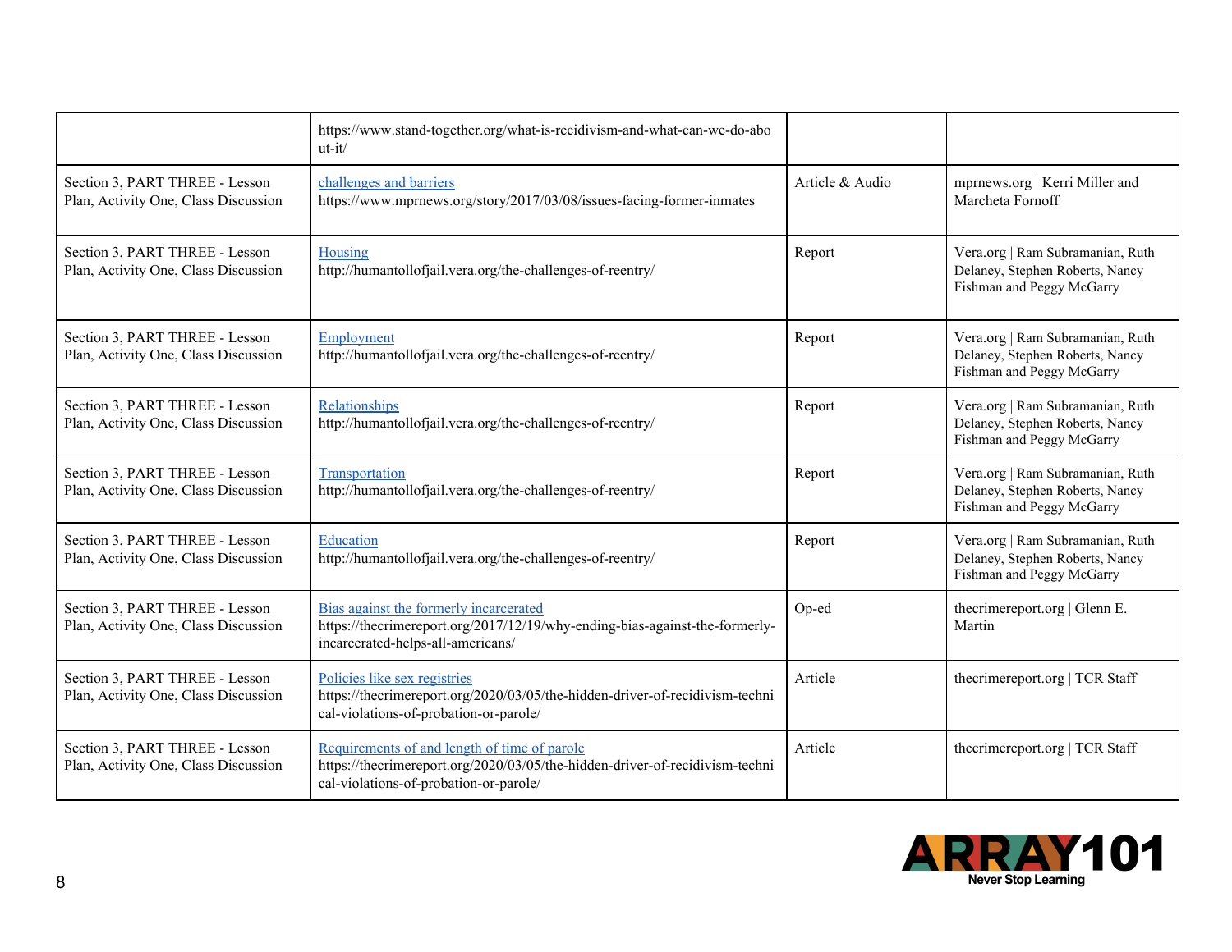| | | | |
|---|---|---|---|
| | https://www.stand-together.org/what-is-recidivism-and-what-can-we-do-about-it/ | | |
| Section 3, PART THREE - Lesson Plan, Activity One, Class Discussion | [challenges and barriers](https://www.mprnews.org/story/2017/03/08/issues-facing-former-inmates) https://www.mprnews.org/story/2017/03/08/issues-facing-former-inmates | Article & Audio | mprnews.org \| Kerri Miller and Marcheta Fornoff |
| Section 3, PART THREE - Lesson Plan, Activity One, Class Discussion | [Housing](http://humantollofjail.vera.org/the-challenges-of-reentry/) http://humantollofjail.vera.org/the-challenges-of-reentry/ | Report | Vera.org \| Ram Subramanian, Ruth Delaney, Stephen Roberts, Nancy Fishman and Peggy McGarry |
| Section 3, PART THREE - Lesson Plan, Activity One, Class Discussion | [Employment](http://humantollofjail.vera.org/the-challenges-of-reentry/) http://humantollofjail.vera.org/the-challenges-of-reentry/ | Report | Vera.org \| Ram Subramanian, Ruth Delaney, Stephen Roberts, Nancy Fishman and Peggy McGarry |
| Section 3, PART THREE - Lesson Plan, Activity One, Class Discussion | [Relationships](http://humantollofjail.vera.org/the-challenges-of-reentry/) http://humantollofjail.vera.org/the-challenges-of-reentry/ | Report | Vera.org \| Ram Subramanian, Ruth Delaney, Stephen Roberts, Nancy Fishman and Peggy McGarry |
| Section 3, PART THREE - Lesson Plan, Activity One, Class Discussion | [Transportation](http://humantollofjail.vera.org/the-challenges-of-reentry/) http://humantollofjail.vera.org/the-challenges-of-reentry/ | Report | Vera.org \| Ram Subramanian, Ruth Delaney, Stephen Roberts, Nancy Fishman and Peggy McGarry |
| Section 3, PART THREE - Lesson Plan, Activity One, Class Discussion | [Education](http://humantollofjail.vera.org/the-challenges-of-reentry/) http://humantollofjail.vera.org/the-challenges-of-reentry/ | Report | Vera.org \| Ram Subramanian, Ruth Delaney, Stephen Roberts, Nancy Fishman and Peggy McGarry |
| Section 3, PART THREE - Lesson Plan, Activity One, Class Discussion | [Bias against the formerly incarcerated](https://thecrimereport.org/2017/12/19/why-ending-bias-against-the-formerly-incarcerated-helps-all-americans/) https://thecrimereport.org/2017/12/19/why-ending-bias-against-the-formerly-incarcerated-helps-all-americans/ | Op-ed | thecrimereport.org \| Glenn E. Martin |
| Section 3, PART THREE - Lesson Plan, Activity One, Class Discussion | [Policies like sex registries](https://thecrimereport.org/2020/03/05/the-hidden-driver-of-recidivism-technical-violations-of-probation-or-parole/) https://thecrimereport.org/2020/03/05/the-hidden-driver-of-recidivism-technical-violations-of-probation-or-parole/ | Article | thecrimereport.org \| TCR Staff |
| Section 3, PART THREE - Lesson Plan, Activity One, Class Discussion | [Requirements of and length of time of parole](https://thecrimereport.org/2020/03/05/the-hidden-driver-of-recidivism-technical-violations-of-probation-or-parole/) https://thecrimereport.org/2020/03/05/the-hidden-driver-of-recidivism-technical-violations-of-probation-or-parole/ | Article | thecrimereport.org \| TCR Staff |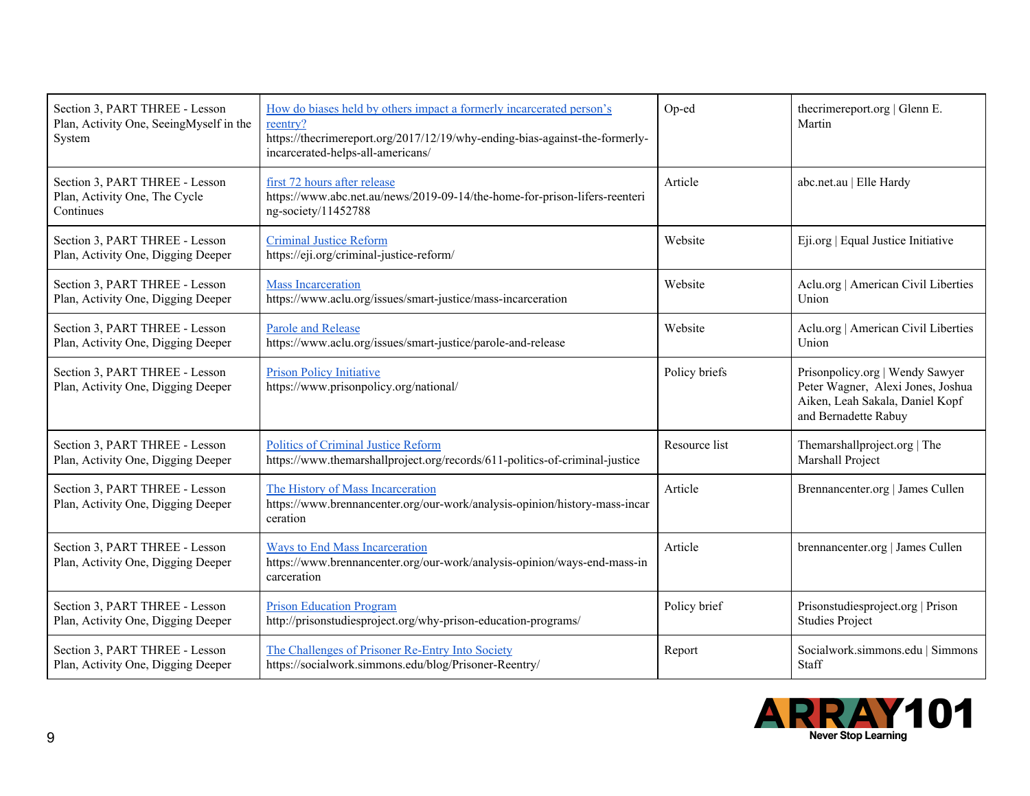| Section 3, PART THREE - Lesson Plan, Activity One, SeeingMyself in the System | [How do biases held by others impact a formerly incarcerated person's reentry?](https://thecrimereport.org/2017/12/19/why-ending-bias-against-the-formerly-incarcerated-helps-all-americans/) https://thecrimereport.org/2017/12/19/why-ending-bias-against-the-formerly-incarcerated-helps-all-americans/ | Op-ed | thecrimereport.org \| Glenn E. Martin |
|---|---|---|---|
| Section 3, PART THREE - Lesson Plan, Activity One, The Cycle Continues | [first 72 hours after release](https://www.abc.net.au/news/2019-09-14/the-home-for-prison-lifers-reentering-society/11452788) https://www.abc.net.au/news/2019-09-14/the-home-for-prison-lifers-reentering-society/11452788 | Article | abc.net.au \| Elle Hardy |
| Section 3, PART THREE - Lesson Plan, Activity One, Digging Deeper | [Criminal Justice Reform](https://eji.org/criminal-justice-reform/) https://eji.org/criminal-justice-reform/ | Website | Eji.org \| Equal Justice Initiative |
| Section 3, PART THREE - Lesson Plan, Activity One, Digging Deeper | [Mass Incarceration](https://www.aclu.org/issues/smart-justice/mass-incarceration) https://www.aclu.org/issues/smart-justice/mass-incarceration | Website | Aclu.org \| American Civil Liberties Union |
| Section 3, PART THREE - Lesson Plan, Activity One, Digging Deeper | [Parole and Release](https://www.aclu.org/issues/smart-justice/parole-and-release) https://www.aclu.org/issues/smart-justice/parole-and-release | Website | Aclu.org \| American Civil Liberties Union |
| Section 3, PART THREE - Lesson Plan, Activity One, Digging Deeper | [Prison Policy Initiative](https://www.prisonpolicy.org/national/) https://www.prisonpolicy.org/national/ | Policy briefs | Prisonpolicy.org \| Wendy Sawyer Peter Wagner, Alexi Jones, Joshua Aiken, Leah Sakala, Daniel Kopf and Bernadette Rabuy |
| Section 3, PART THREE - Lesson Plan, Activity One, Digging Deeper | [Politics of Criminal Justice Reform](https://www.themarshallproject.org/records/611-politics-of-criminal-justice) https://www.themarshallproject.org/records/611-politics-of-criminal-justice | Resource list | Themarshallproject.org \| The Marshall Project |
| Section 3, PART THREE - Lesson Plan, Activity One, Digging Deeper | [The History of Mass Incarceration](https://www.brennancenter.org/our-work/analysis-opinion/history-mass-incarceration) https://www.brennancenter.org/our-work/analysis-opinion/history-mass-incarceration | Article | Brennancenter.org \| James Cullen |
| Section 3, PART THREE - Lesson Plan, Activity One, Digging Deeper | [Ways to End Mass Incarceration](https://www.brennancenter.org/our-work/analysis-opinion/ways-end-mass-incarceration) https://www.brennancenter.org/our-work/analysis-opinion/ways-end-mass-incarceration | Article | brennancenter.org \| James Cullen |
| Section 3, PART THREE - Lesson Plan, Activity One, Digging Deeper | [Prison Education Program](http://prisonstudiesproject.org/why-prison-education-programs/) http://prisonstudiesproject.org/why-prison-education-programs/ | Policy brief | Prisonstudiesproject.org \| Prison Studies Project |
| Section 3, PART THREE - Lesson Plan, Activity One, Digging Deeper | [The Challenges of Prisoner Re-Entry Into Society](https://socialwork.simmons.edu/blog/Prisoner-Reentry/) https://socialwork.simmons.edu/blog/Prisoner-Reentry/ | Report | Socialwork.simmons.edu \| Simmons Staff |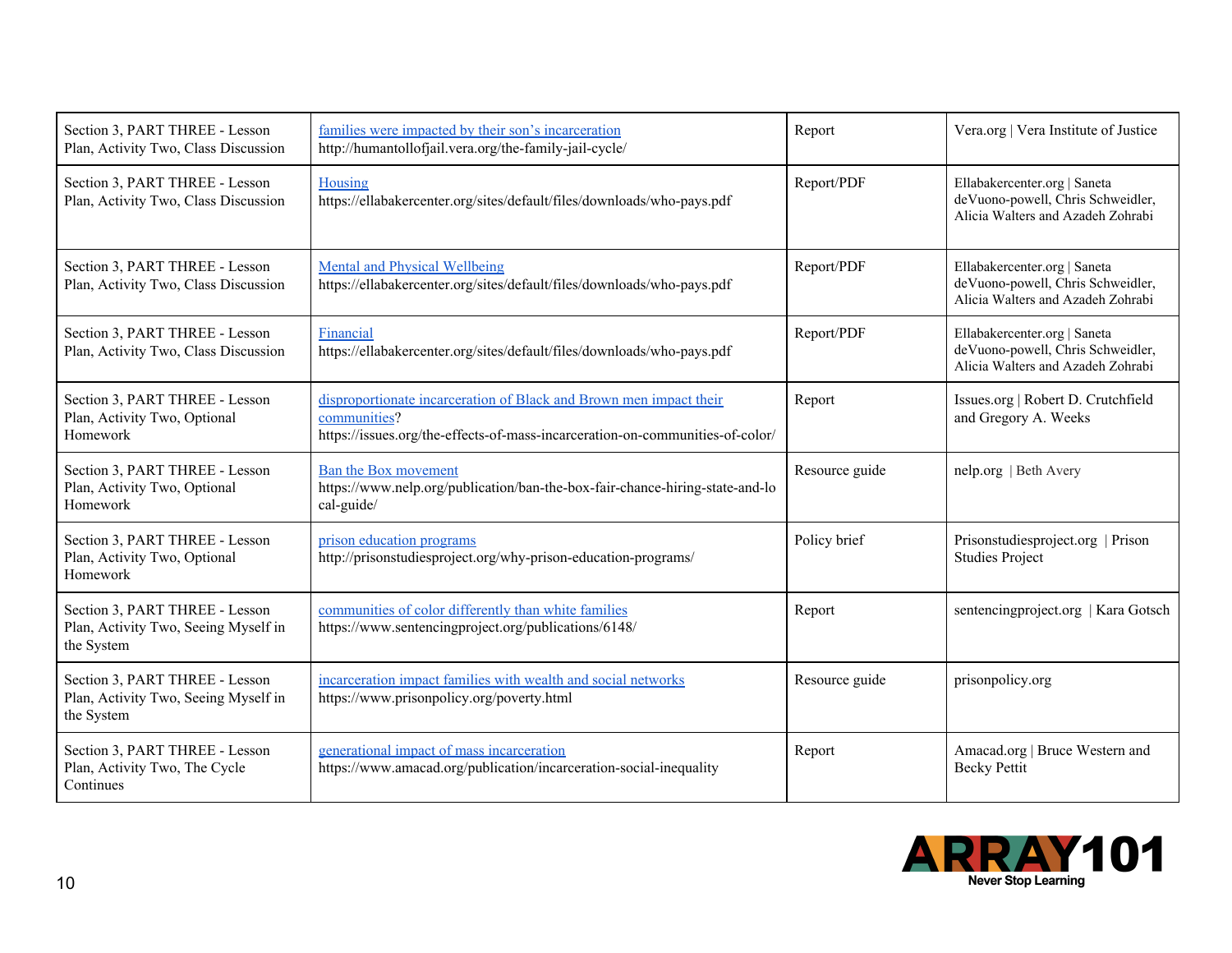| | | | |
|---|---|---|---|
| Section 3, PART THREE - Lesson Plan, Activity Two, Class Discussion | [families were impacted by their son's incarceration](http://humantollofjail.vera.org/the-family-jail-cycle/) http://humantollofjail.vera.org/the-family-jail-cycle/ | Report | Vera.org \| Vera Institute of Justice |
| Section 3, PART THREE - Lesson Plan, Activity Two, Class Discussion | [Housing](https://ellabakercenter.org/sites/default/files/downloads/who-pays.pdf) https://ellabakercenter.org/sites/default/files/downloads/who-pays.pdf | Report/PDF | Ellabakercenter.org \| Saneta deVuono-powell, Chris Schweidler, Alicia Walters and Azadeh Zohrabi |
| Section 3, PART THREE - Lesson Plan, Activity Two, Class Discussion | [Mental and Physical Wellbeing](https://ellabakercenter.org/sites/default/files/downloads/who-pays.pdf) https://ellabakercenter.org/sites/default/files/downloads/who-pays.pdf | Report/PDF | Ellabakercenter.org \| Saneta deVuono-powell, Chris Schweidler, Alicia Walters and Azadeh Zohrabi |
| Section 3, PART THREE - Lesson Plan, Activity Two, Class Discussion | [Financial](https://ellabakercenter.org/sites/default/files/downloads/who-pays.pdf) https://ellabakercenter.org/sites/default/files/downloads/who-pays.pdf | Report/PDF | Ellabakercenter.org \| Saneta deVuono-powell, Chris Schweidler, Alicia Walters and Azadeh Zohrabi |
| Section 3, PART THREE - Lesson Plan, Activity Two, Optional Homework | [disproportionate incarceration of Black and Brown men impact their communities](https://issues.org/the-effects-of-mass-incarceration-on-communities-of-color/)? https://issues.org/the-effects-of-mass-incarceration-on-communities-of-color/ | Report | Issues.org \| Robert D. Crutchfield and Gregory A. Weeks |
| Section 3, PART THREE - Lesson Plan, Activity Two, Optional Homework | [Ban the Box movement](https://www.nelp.org/publication/ban-the-box-fair-chance-hiring-state-and-local-guide/) https://www.nelp.org/publication/ban-the-box-fair-chance-hiring-state-and-local-guide/ | Resource guide | nelp.org \| Beth Avery |
| Section 3, PART THREE - Lesson Plan, Activity Two, Optional Homework | [prison education programs](http://prisonstudiesproject.org/why-prison-education-programs/) http://prisonstudiesproject.org/why-prison-education-programs/ | Policy brief | Prisonstudiesproject.org \| Prison Studies Project |
| Section 3, PART THREE - Lesson Plan, Activity Two, Seeing Myself in the System | [communities of color differently than white families](https://www.sentencingproject.org/publications/6148/) https://www.sentencingproject.org/publications/6148/ | Report | sentencingproject.org \| Kara Gotsch |
| Section 3, PART THREE - Lesson Plan, Activity Two, Seeing Myself in the System | [incarceration impact families with wealth and social networks](https://www.prisonpolicy.org/poverty.html) https://www.prisonpolicy.org/poverty.html | Resource guide | prisonpolicy.org |
| Section 3, PART THREE - Lesson Plan, Activity Two, The Cycle Continues | [generational impact of mass incarceration](https://www.amacad.org/publication/incarceration-social-inequality) https://www.amacad.org/publication/incarceration-social-inequality | Report | Amacad.org \| Bruce Western and Becky Pettit |

ARRAY101
Never Stop Learning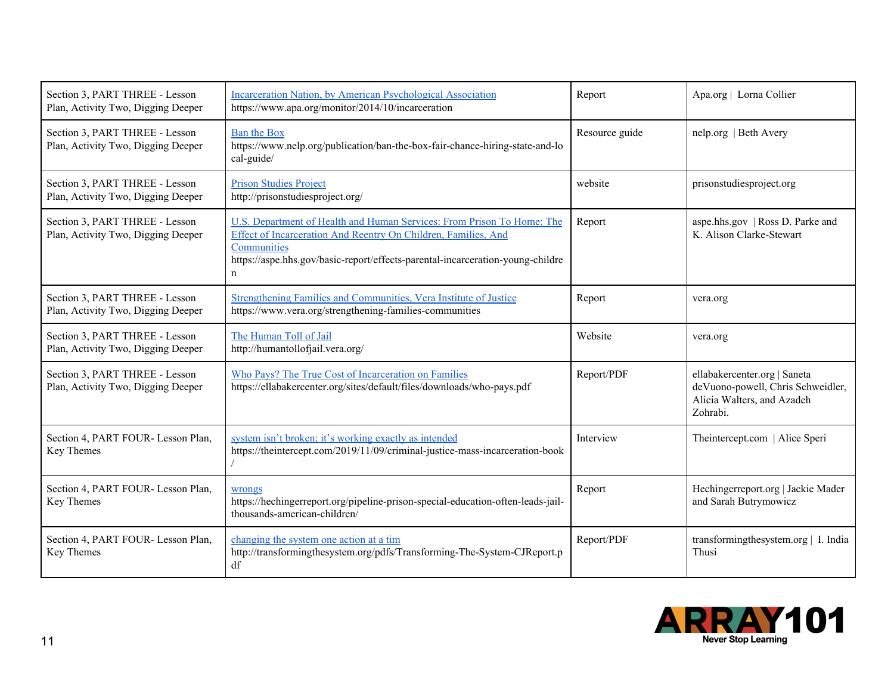| Section 3, PART THREE - Lesson Plan, Activity Two, Digging Deeper | Incarceration Nation, by American Psychological Association https://www.apa.org/monitor/2014/10/incarceration | Report | Apa.org \| Lorna Collier |
|---|---|---|---|
| Section 3, PART THREE - Lesson Plan, Activity Two, Digging Deeper | Ban the Box https://www.nelp.org/publication/ban-the-box-fair-chance-hiring-state-and-local-guide/ | Resource guide | nelp.org \| Beth Avery |
| Section 3, PART THREE - Lesson Plan, Activity Two, Digging Deeper | Prison Studies Project http://prisonstudiesproject.org/ | website | prisonstudiesproject.org |
| Section 3, PART THREE - Lesson Plan, Activity Two, Digging Deeper | U.S. Department of Health and Human Services: From Prison To Home: The Effect of Incarceration And Reentry On Children, Families, And Communities https://aspe.hhs.gov/basic-report/effects-parental-incarceration-young-children | Report | aspe.hhs.gov \| Ross D. Parke and K. Alison Clarke-Stewart |
| Section 3, PART THREE - Lesson Plan, Activity Two, Digging Deeper | Strengthening Families and Communities, Vera Institute of Justice https://www.vera.org/strengthening-families-communities | Report | vera.org |
| Section 3, PART THREE - Lesson Plan, Activity Two, Digging Deeper | The Human Toll of Jail http://humantollofjail.vera.org/ | Website | vera.org |
| Section 3, PART THREE - Lesson Plan, Activity Two, Digging Deeper | Who Pays? The True Cost of Incarceration on Families https://ellabakercenter.org/sites/default/files/downloads/who-pays.pdf | Report/PDF | ellabakercenter.org \| Saneta deVuono-powell, Chris Schweidler, Alicia Walters, and Azadeh Zohrabi. |
| Section 4, PART FOUR- Lesson Plan, Key Themes | system isn't broken; it's working exactly as intended https://theintercept.com/2019/11/09/criminal-justice-mass-incarceration-book/ | Interview | Theintercept.com \| Alice Speri |
| Section 4, PART FOUR- Lesson Plan, Key Themes | wrongs https://hechingerreport.org/pipeline-prison-special-education-often-leads-jail-thousands-american-children/ | Report | Hechingerreport.org \| Jackie Mader and Sarah Butrymowicz |
| Section 4, PART FOUR- Lesson Plan, Key Themes | changing the system one action at a tim http://transformingthesystem.org/pdfs/Transforming-The-System-CJReport.pdf | Report/PDF | transformingthesystem.org \| I. India Thusi |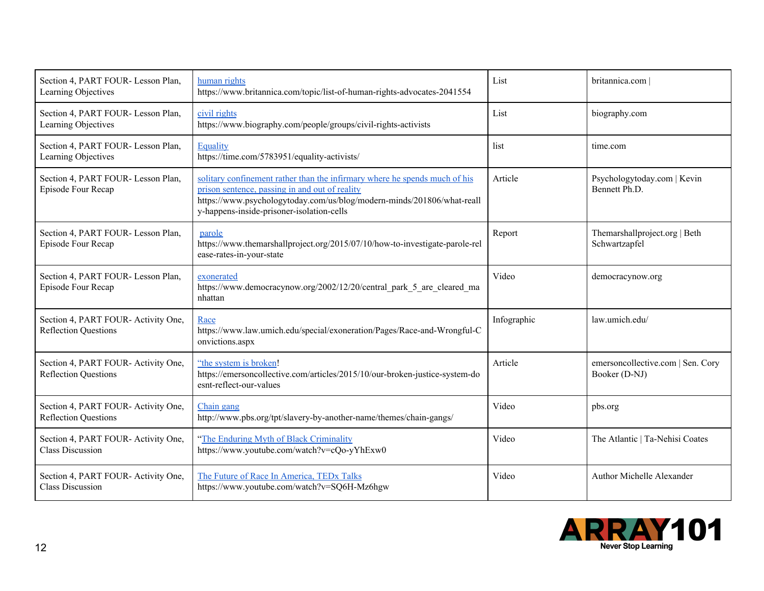| | | | |
|---|---|---|---|
| Section 4, PART FOUR- Lesson Plan, Learning Objectives | human rights https://www.britannica.com/topic/list-of-human-rights-advocates-2041554 | List | britannica.com \| |
| Section 4, PART FOUR- Lesson Plan, Learning Objectives | civil rights https://www.biography.com/people/groups/civil-rights-activists | List | biography.com |
| Section 4, PART FOUR- Lesson Plan, Learning Objectives | Equality https://time.com/5783951/equality-activists/ | list | time.com |
| Section 4, PART FOUR- Lesson Plan, Episode Four Recap | solitary confinement rather than the infirmary where he spends much of his prison sentence, passing in and out of reality https://www.psychologytoday.com/us/blog/modern-minds/201806/what-really-happens-inside-prisoner-isolation-cells | Article | Psychologytoday.com \| Kevin Bennett Ph.D. |
| Section 4, PART FOUR- Lesson Plan, Episode Four Recap | parole https://www.themarshallproject.org/2015/07/10/how-to-investigate-parole-release-rates-in-your-state | Report | Themarshallproject.org \| Beth Schwartzapfel |
| Section 4, PART FOUR- Lesson Plan, Episode Four Recap | exonerated https://www.democracynow.org/2002/12/20/central_park_5_are_cleared_manhattan | Video | democracynow.org |
| Section 4, PART FOUR- Activity One, Reflection Questions | Race https://www.law.umich.edu/special/exoneration/Pages/Race-and-Wrongful-Convictions.aspx | Infographic | law.umich.edu/ |
| Section 4, PART FOUR- Activity One, Reflection Questions | "the system is broken! https://emersoncollective.com/articles/2015/10/our-broken-justice-system-doesnt-reflect-our-values | Article | emersoncollective.com \| Sen. Cory Booker (D-NJ) |
| Section 4, PART FOUR- Activity One, Reflection Questions | Chain gang http://www.pbs.org/tpt/slavery-by-another-name/themes/chain-gangs/ | Video | pbs.org |
| Section 4, PART FOUR- Activity One, Class Discussion | "The Enduring Myth of Black Criminality https://www.youtube.com/watch?v=cQo-yYhExw0 | Video | The Atlantic \| Ta-Nehisi Coates |
| Section 4, PART FOUR- Activity One, Class Discussion | The Future of Race In America, TEDx Talks https://www.youtube.com/watch?v=SQ6H-Mz6hgw | Video | Author Michelle Alexander |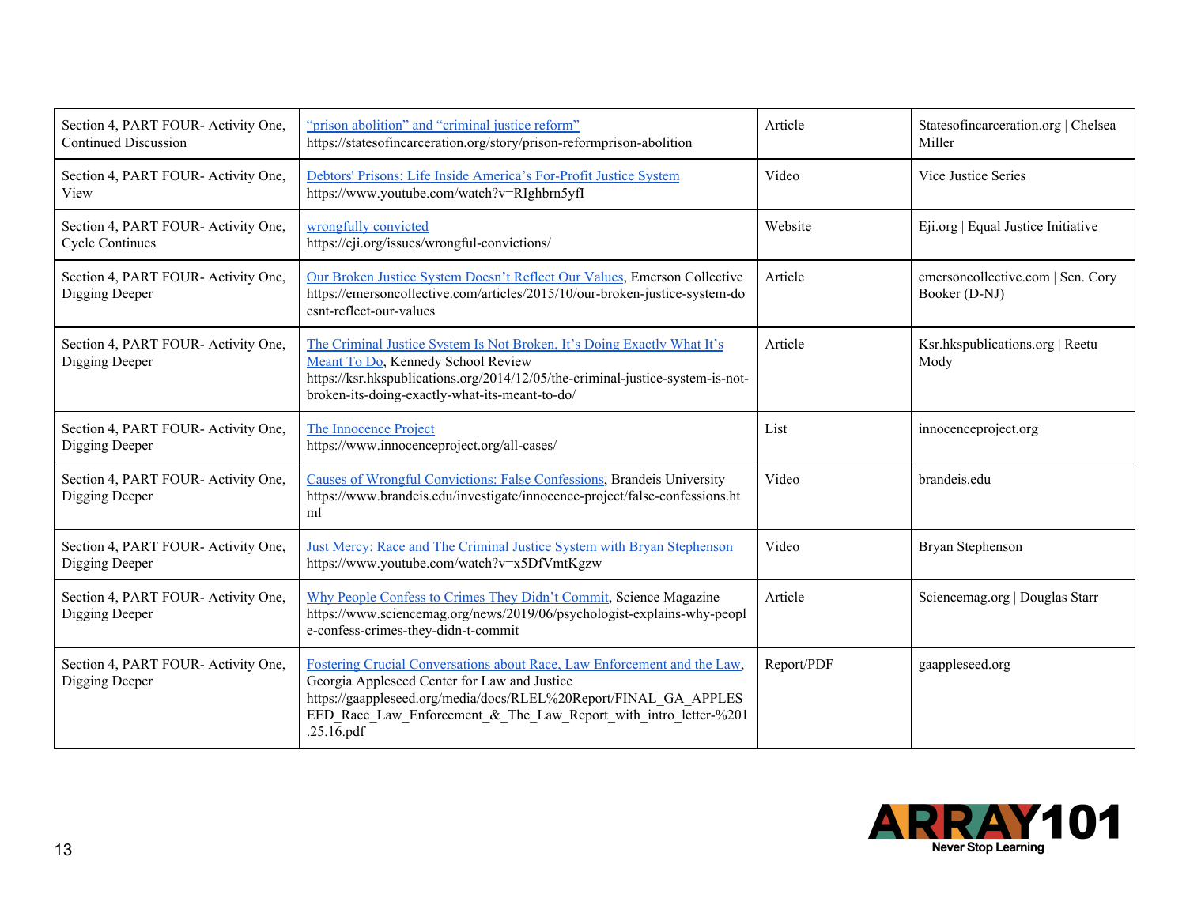| Section 4, PART FOUR- Activity One, Continued Discussion | "prison abolition" and "criminal justice reform" https://statesofincarceration.org/story/prison-reformprison-abolition | Article | Statesofincarceration.org \| Chelsea Miller |
|---|---|---|---|
| Section 4, PART FOUR- Activity One, View | Debtors' Prisons: Life Inside America's For-Profit Justice System https://www.youtube.com/watch?v=RIghbrn5yfI | Video | Vice Justice Series |
| Section 4, PART FOUR- Activity One, Cycle Continues | wrongfully convicted https://eji.org/issues/wrongful-convictions/ | Website | Eji.org \| Equal Justice Initiative |
| Section 4, PART FOUR- Activity One, Digging Deeper | Our Broken Justice System Doesn't Reflect Our Values, Emerson Collective https://emersoncollective.com/articles/2015/10/our-broken-justice-system-doesnt-reflect-our-values | Article | emersoncollective.com \| Sen. Cory Booker (D-NJ) |
| Section 4, PART FOUR- Activity One, Digging Deeper | The Criminal Justice System Is Not Broken, It's Doing Exactly What It's Meant To Do, Kennedy School Review https://ksr.hkspublications.org/2014/12/05/the-criminal-justice-system-is-not-broken-its-doing-exactly-what-its-meant-to-do/ | Article | Ksr.hkspublications.org \| Reetu Mody |
| Section 4, PART FOUR- Activity One, Digging Deeper | The Innocence Project https://www.innocenceproject.org/all-cases/ | List | innocenceproject.org |
| Section 4, PART FOUR- Activity One, Digging Deeper | Causes of Wrongful Convictions: False Confessions, Brandeis University https://www.brandeis.edu/investigate/innocence-project/false-confessions.html | Video | brandeis.edu |
| Section 4, PART FOUR- Activity One, Digging Deeper | Just Mercy: Race and The Criminal Justice System with Bryan Stephenson https://www.youtube.com/watch?v=x5DfVmtKgzw | Video | Bryan Stephenson |
| Section 4, PART FOUR- Activity One, Digging Deeper | Why People Confess to Crimes They Didn't Commit, Science Magazine https://www.sciencemag.org/news/2019/06/psychologist-explains-why-people-confess-crimes-they-didn-t-commit | Article | Sciencemag.org \| Douglas Starr |
| Section 4, PART FOUR- Activity One, Digging Deeper | Fostering Crucial Conversations about Race, Law Enforcement and the Law, Georgia Appleseed Center for Law and Justice https://gaappleseed.org/media/docs/RLEL%20Report/FINAL_GA_APPLESEED_Race_Law_Enforcement_&_The_Law_Report_with_intro_letter-%201.25.16.pdf | Report/PDF | gaappleseed.org |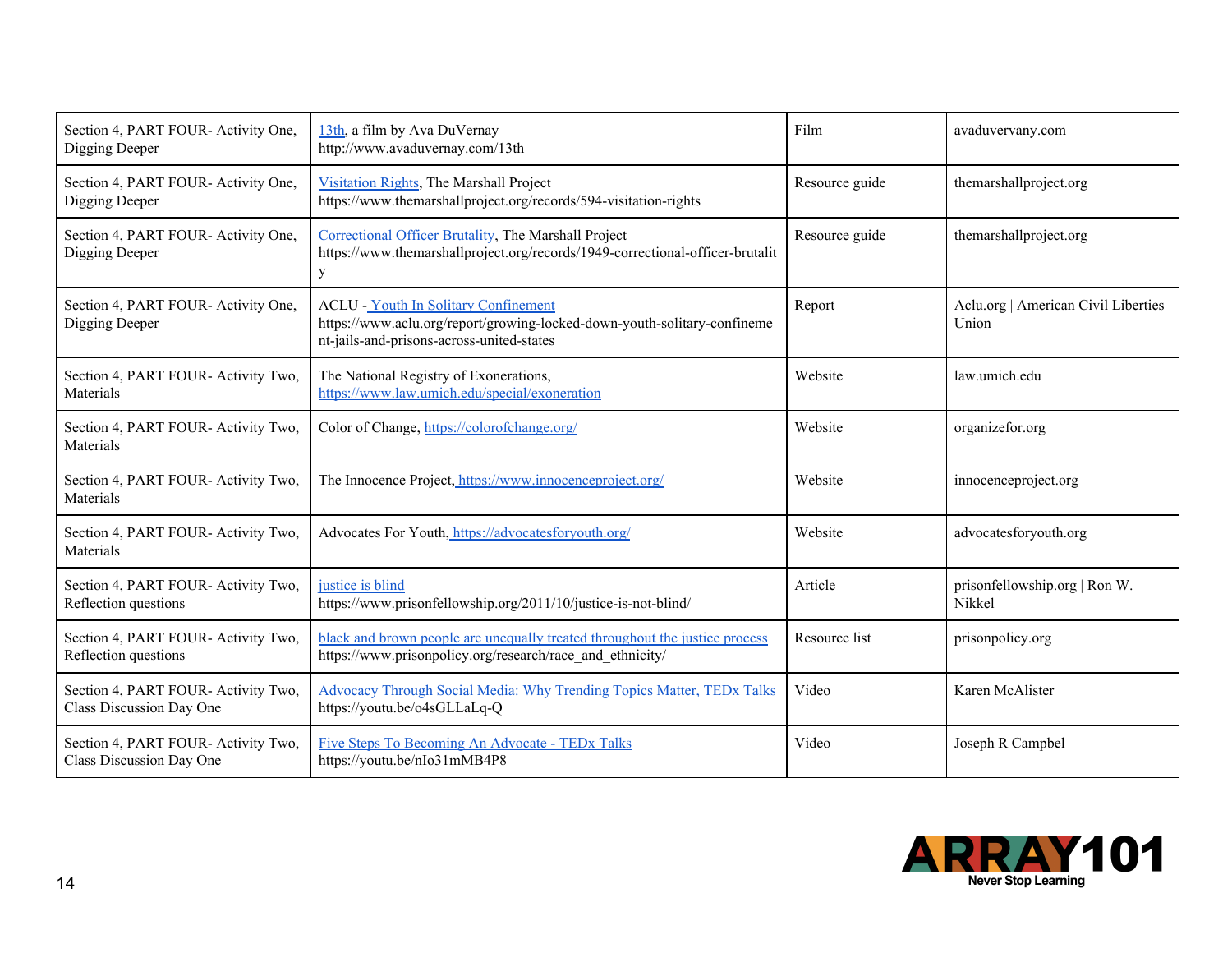| Section 4, PART FOUR- Activity One, Digging Deeper | 13th, a film by Ava DuVernay http://www.avaduvernay.com/13th | Film | avaduvervany.com |
|---|---|---|---|
| Section 4, PART FOUR- Activity One, Digging Deeper | Visitation Rights, The Marshall Project https://www.themarshallproject.org/records/594-visitation-rights | Resource guide | themarshallproject.org |
| Section 4, PART FOUR- Activity One, Digging Deeper | Correctional Officer Brutality, The Marshall Project https://www.themarshallproject.org/records/1949-correctional-officer-brutality | Resource guide | themarshallproject.org |
| Section 4, PART FOUR- Activity One, Digging Deeper | ACLU - Youth In Solitary Confinement https://www.aclu.org/report/growing-locked-down-youth-solitary-confinement-jails-and-prisons-across-united-states | Report | Aclu.org \| American Civil Liberties Union |
| Section 4, PART FOUR- Activity Two, Materials | The National Registry of Exonerations, https://www.law.umich.edu/special/exoneration | Website | law.umich.edu |
| Section 4, PART FOUR- Activity Two, Materials | Color of Change, https://colorofchange.org/ | Website | organizefor.org |
| Section 4, PART FOUR- Activity Two, Materials | The Innocence Project, https://www.innocenceproject.org/ | Website | innocenceproject.org |
| Section 4, PART FOUR- Activity Two, Materials | Advocates For Youth, https://advocatesforyouth.org/ | Website | advocatesforyouth.org |
| Section 4, PART FOUR- Activity Two, Reflection questions | justice is blind https://www.prisonfellowship.org/2011/10/justice-is-not-blind/ | Article | prisonfellowship.org \| Ron W. Nikkel |
| Section 4, PART FOUR- Activity Two, Reflection questions | black and brown people are unequally treated throughout the justice process https://www.prisonpolicy.org/research/race_and_ethnicity/ | Resource list | prisonpolicy.org |
| Section 4, PART FOUR- Activity Two, Class Discussion Day One | Advocacy Through Social Media: Why Trending Topics Matter, TEDx Talks https://youtu.be/o4sGLLaLq-Q | Video | Karen McAlister |
| Section 4, PART FOUR- Activity Two, Class Discussion Day One | Five Steps To Becoming An Advocate - TEDx Talks https://youtu.be/nIo31mMB4P8 | Video | Joseph R Campbel |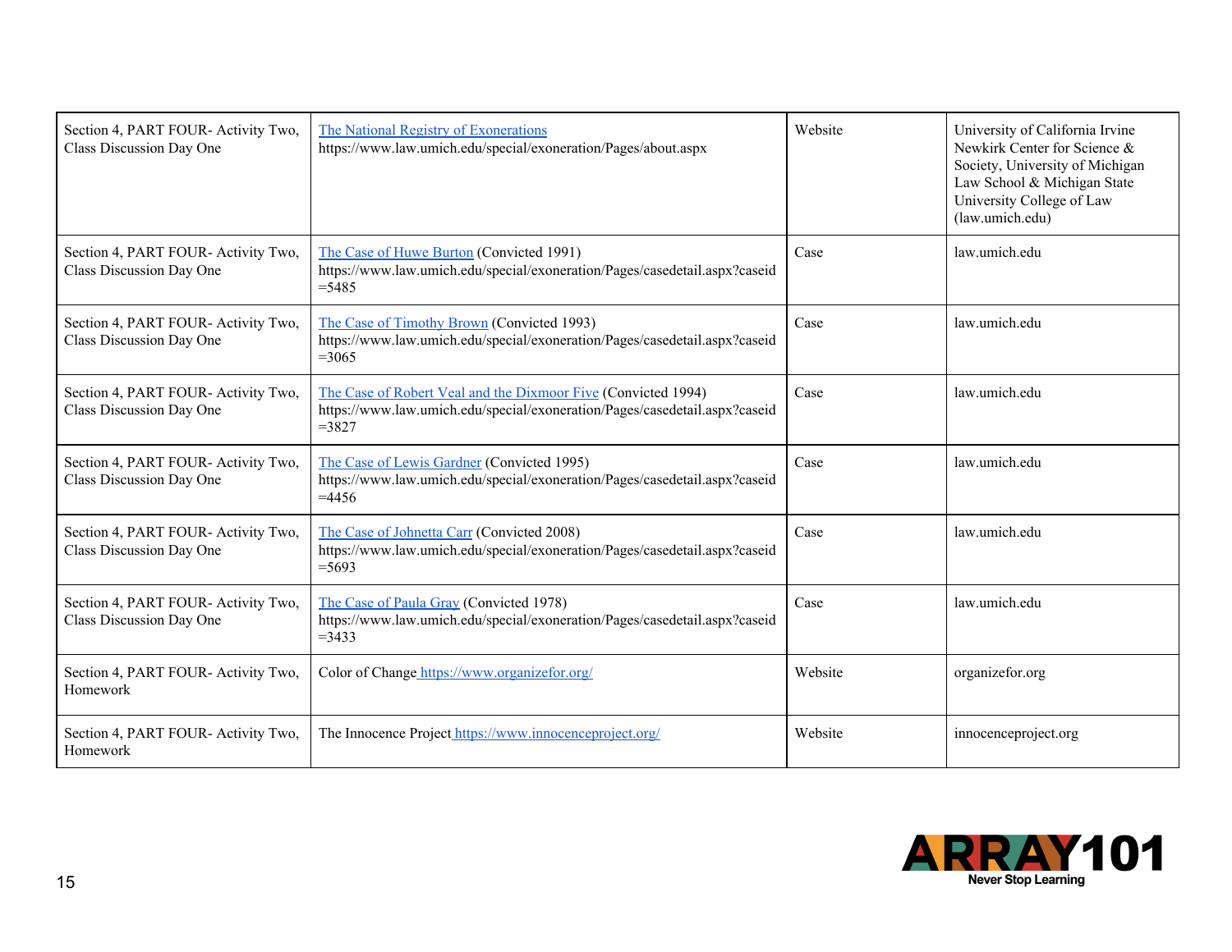| | | | |
|---|---|---|---|
| Section 4, PART FOUR- Activity Two, Class Discussion Day One | The National Registry of Exonerations https://www.law.umich.edu/special/exoneration/Pages/about.aspx | Website | University of California Irvine Newkirk Center for Science & Society, University of Michigan Law School & Michigan State University College of Law (law.umich.edu) |
| Section 4, PART FOUR- Activity Two, Class Discussion Day One | The Case of Huwe Burton (Convicted 1991) https://www.law.umich.edu/special/exoneration/Pages/casedetail.aspx?caseid=5485 | Case | law.umich.edu |
| Section 4, PART FOUR- Activity Two, Class Discussion Day One | The Case of Timothy Brown (Convicted 1993) https://www.law.umich.edu/special/exoneration/Pages/casedetail.aspx?caseid=3065 | Case | law.umich.edu |
| Section 4, PART FOUR- Activity Two, Class Discussion Day One | The Case of Robert Veal and the Dixmoor Five (Convicted 1994) https://www.law.umich.edu/special/exoneration/Pages/casedetail.aspx?caseid=3827 | Case | law.umich.edu |
| Section 4, PART FOUR- Activity Two, Class Discussion Day One | The Case of Lewis Gardner (Convicted 1995) https://www.law.umich.edu/special/exoneration/Pages/casedetail.aspx?caseid=4456 | Case | law.umich.edu |
| Section 4, PART FOUR- Activity Two, Class Discussion Day One | The Case of Johnetta Carr (Convicted 2008) https://www.law.umich.edu/special/exoneration/Pages/casedetail.aspx?caseid=5693 | Case | law.umich.edu |
| Section 4, PART FOUR- Activity Two, Class Discussion Day One | The Case of Paula Gray (Convicted 1978) https://www.law.umich.edu/special/exoneration/Pages/casedetail.aspx?caseid=3433 | Case | law.umich.edu |
| Section 4, PART FOUR- Activity Two, Homework | Color of Change https://www.organizefor.org/ | Website | organizefor.org |
| Section 4, PART FOUR- Activity Two, Homework | The Innocence Project https://www.innocenceproject.org/ | Website | innocenceproject.org |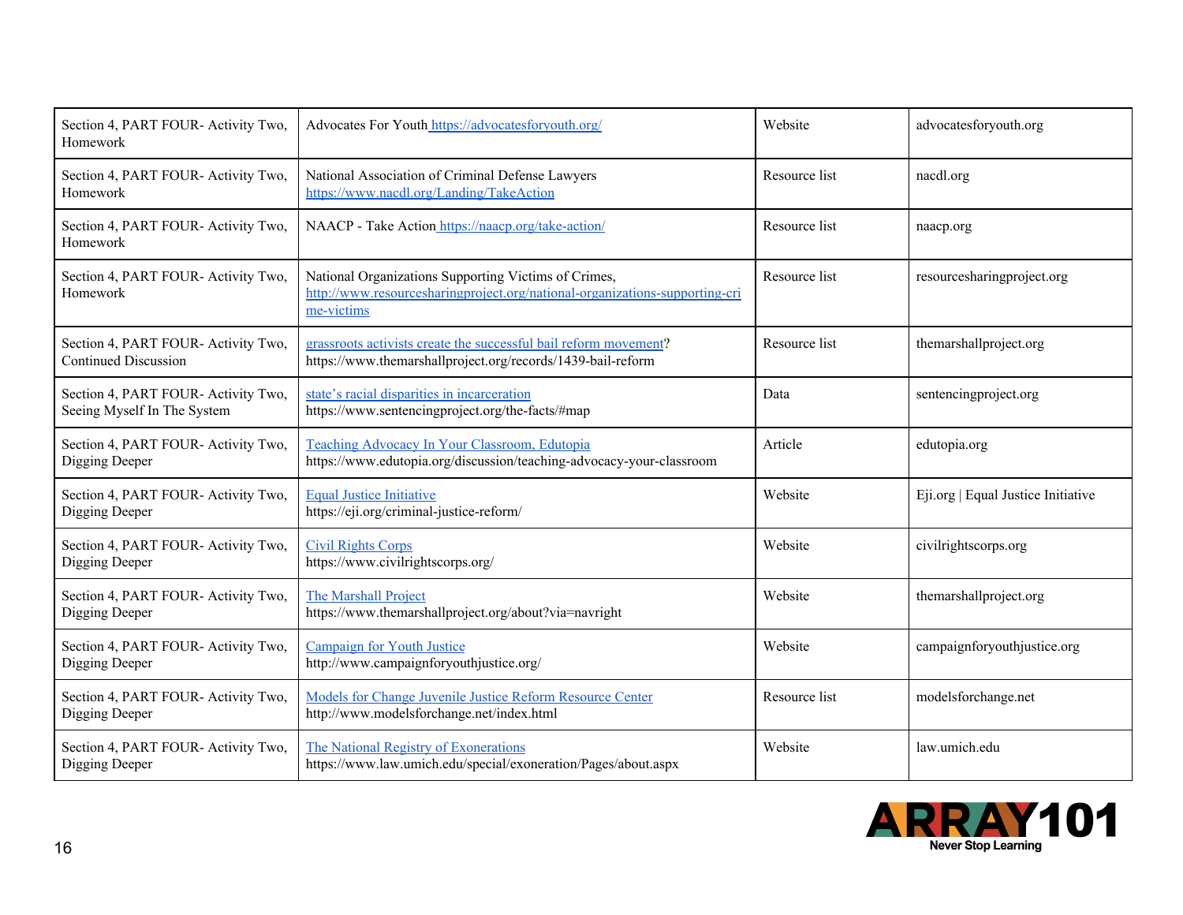| | | | |
|---|---|---|---|
| Section 4, PART FOUR- Activity Two, Homework | Advocates For Youth https://advocatesforyouth.org/ | Website | advocatesforyouth.org |
| Section 4, PART FOUR- Activity Two, Homework | National Association of Criminal Defense Lawyers https://www.nacdl.org/Landing/TakeAction | Resource list | nacdl.org |
| Section 4, PART FOUR- Activity Two, Homework | NAACP - Take Action https://naacp.org/take-action/ | Resource list | naacp.org |
| Section 4, PART FOUR- Activity Two, Homework | National Organizations Supporting Victims of Crimes, http://www.resourcesharingproject.org/national-organizations-supporting-crime-victims | Resource list | resourcesharingproject.org |
| Section 4, PART FOUR- Activity Two, Continued Discussion | grassroots activists create the successful bail reform movement? https://www.themarshallproject.org/records/1439-bail-reform | Resource list | themarshallproject.org |
| Section 4, PART FOUR- Activity Two, Seeing Myself In The System | state's racial disparities in incarceration https://www.sentencingproject.org/the-facts/#map | Data | sentencingproject.org |
| Section 4, PART FOUR- Activity Two, Digging Deeper | Teaching Advocacy In Your Classroom, Edutopia https://www.edutopia.org/discussion/teaching-advocacy-your-classroom | Article | edutopia.org |
| Section 4, PART FOUR- Activity Two, Digging Deeper | Equal Justice Initiative https://eji.org/criminal-justice-reform/ | Website | Eji.org \| Equal Justice Initiative |
| Section 4, PART FOUR- Activity Two, Digging Deeper | Civil Rights Corps https://www.civilrightscorps.org/ | Website | civilrightscorps.org |
| Section 4, PART FOUR- Activity Two, Digging Deeper | The Marshall Project https://www.themarshallproject.org/about?via=navright | Website | themarshallproject.org |
| Section 4, PART FOUR- Activity Two, Digging Deeper | Campaign for Youth Justice http://www.campaignforyouthjustice.org/ | Website | campaignforyouthjustice.org |
| Section 4, PART FOUR- Activity Two, Digging Deeper | Models for Change Juvenile Justice Reform Resource Center http://www.modelsforchange.net/index.html | Resource list | modelsforchange.net |
| Section 4, PART FOUR- Activity Two, Digging Deeper | The National Registry of Exonerations https://www.law.umich.edu/special/exoneration/Pages/about.aspx | Website | law.umich.edu |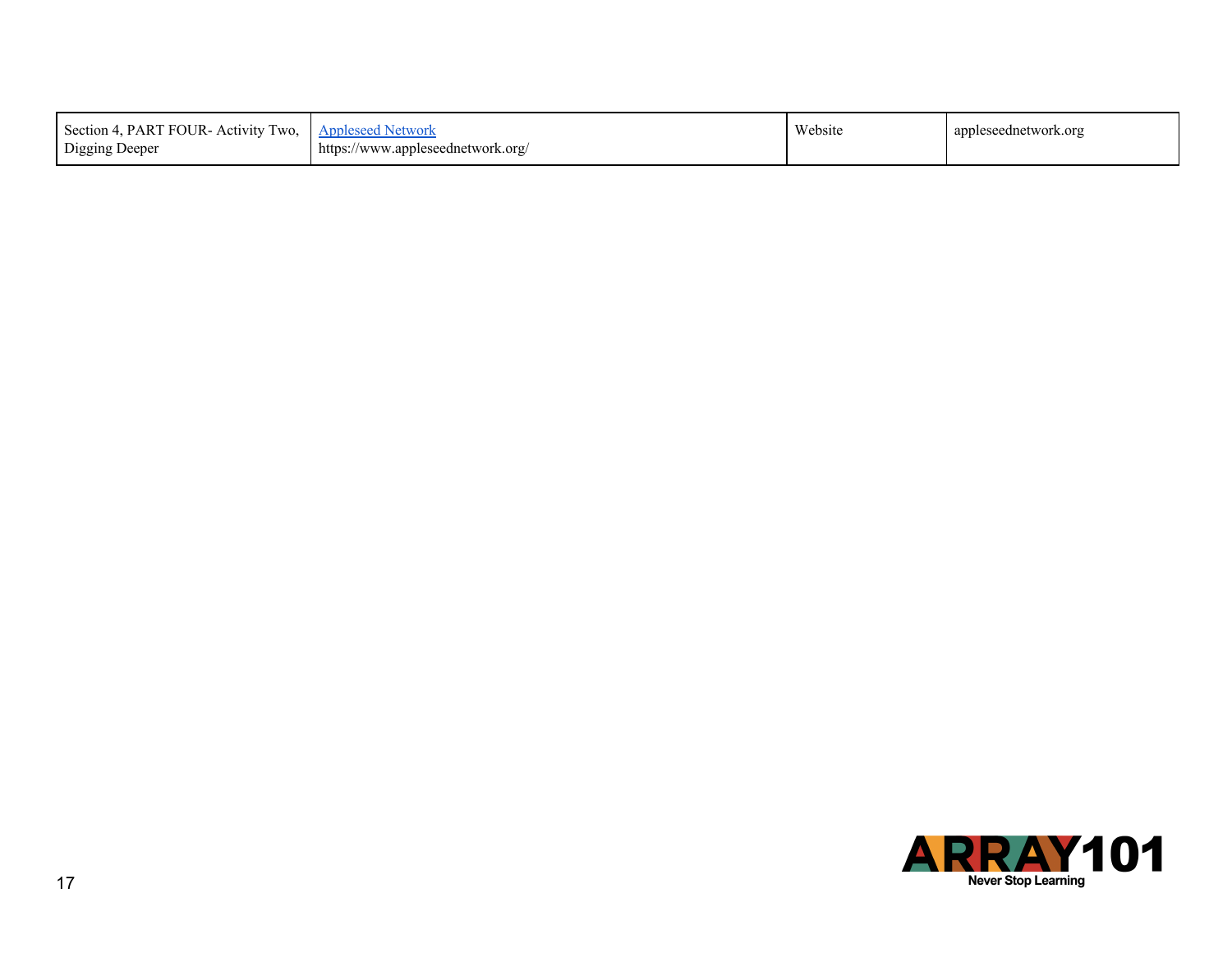| Section 4, PART FOUR- Activity Two, Digging Deeper | [Appleseed Network](https://www.appleseednetwork.org/) https://www.appleseednetwork.org/ | Website | appleseednetwork.org |
|---|---|---|---|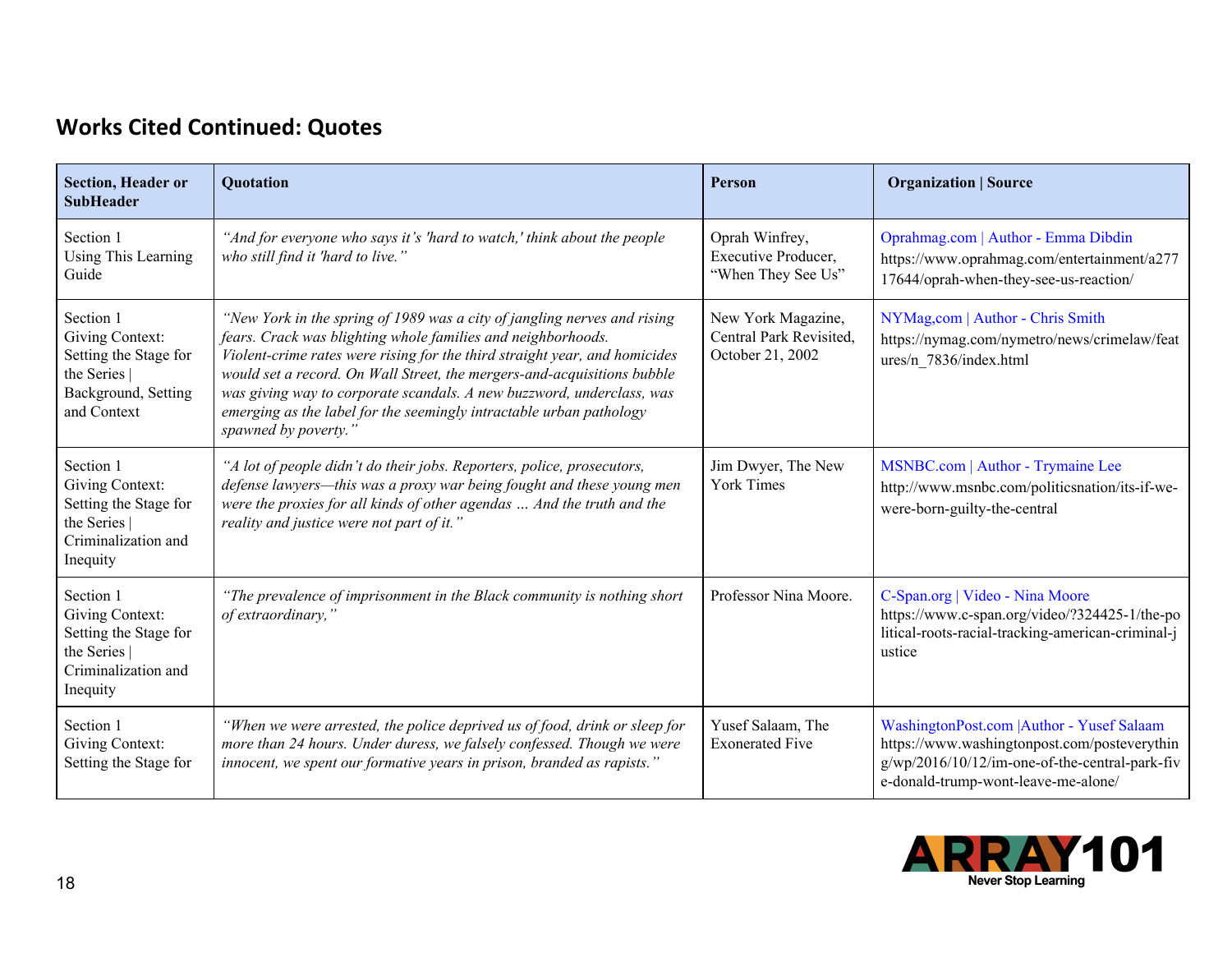## Works Cited Continued: Quotes

| Section, Header or SubHeader | Quotation | Person | Organization \| Source |
|---|---|---|---|
| Section 1 Using This Learning Guide | *"And for everyone who says it's 'hard to watch,' think about the people who still find it 'hard to live."* | Oprah Winfrey, Executive Producer, "When They See Us" | Oprahmag.com \| Author - Emma Dibdin https://www.oprahmag.com/entertainment/a27717644/oprah-when-they-see-us-reaction/ |
| Section 1 Giving Context: Setting the Stage for the Series \| Background, Setting and Context | *"New York in the spring of 1989 was a city of jangling nerves and rising fears. Crack was blighting whole families and neighborhoods. Violent-crime rates were rising for the third straight year, and homicides would set a record. On Wall Street, the mergers-and-acquisitions bubble was giving way to corporate scandals. A new buzzword, underclass, was emerging as the label for the seemingly intractable urban pathology spawned by poverty."* | New York Magazine, Central Park Revisited, October 21, 2002 | NYMag,com \| Author - Chris Smith https://nymag.com/nymetro/news/crimelaw/features/n_7836/index.html |
| Section 1 Giving Context: Setting the Stage for the Series \| Criminalization and Inequity | *"A lot of people didn't do their jobs. Reporters, police, prosecutors, defense lawyers—this was a proxy war being fought and these young men were the proxies for all kinds of other agendas … And the truth and the reality and justice were not part of it."* | Jim Dwyer, The New York Times | MSNBC.com \| Author - Trymaine Lee http://www.msnbc.com/politicsnation/its-if-we-were-born-guilty-the-central |
| Section 1 Giving Context: Setting the Stage for the Series \| Criminalization and Inequity | *"The prevalence of imprisonment in the Black community is nothing short of extraordinary,"* | Professor Nina Moore. | C-Span.org \| Video - Nina Moore https://www.c-span.org/video/?324425-1/the-political-roots-racial-tracking-american-criminal-justice |
| Section 1 Giving Context: Setting the Stage for | *"When we were arrested, the police deprived us of food, drink or sleep for more than 24 hours. Under duress, we falsely confessed. Though we were innocent, we spent our formative years in prison, branded as rapists."* | Yusef Salaam, The Exonerated Five | WashingtonPost.com \|Author - Yusef Salaam https://www.washingtonpost.com/posteverything/wp/2016/10/12/im-one-of-the-central-park-five-donald-trump-wont-leave-me-alone/ |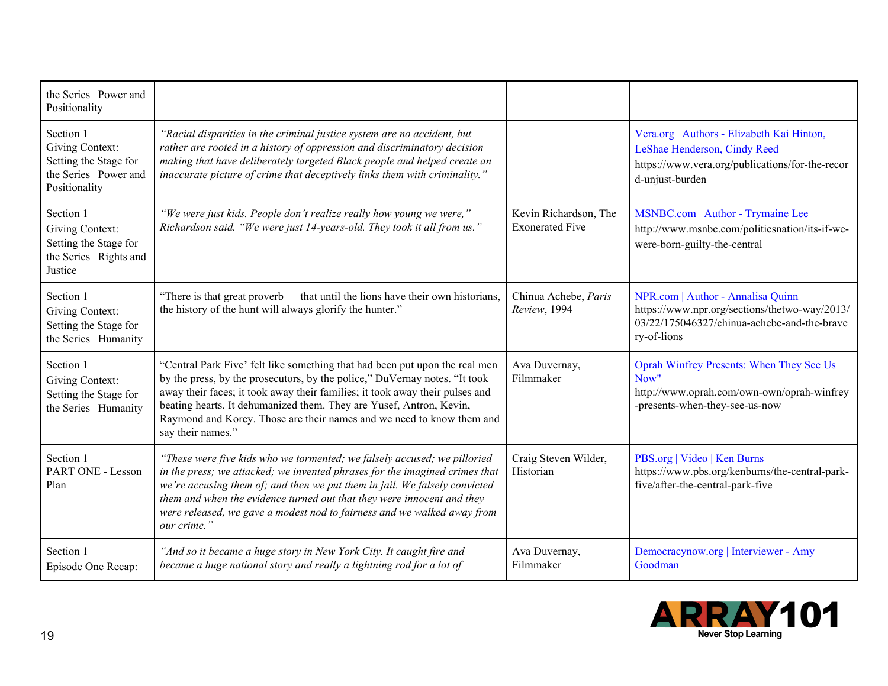| the Series \| Power and Positionality | | | |
|---|---|---|---|
| Section 1 Giving Context: Setting the Stage for the Series \| Power and Positionality | *"Racial disparities in the criminal justice system are no accident, but rather are rooted in a history of oppression and discriminatory decision making that have deliberately targeted Black people and helped create an inaccurate picture of crime that deceptively links them with criminality."* | | Vera.org \| Authors - Elizabeth Kai Hinton, LeShae Henderson, Cindy Reed https://www.vera.org/publications/for-the-record-unjust-burden |
| Section 1 Giving Context: Setting the Stage for the Series \| Rights and Justice | *"We were just kids. People don't realize really how young we were," Richardson said. "We were just 14-years-old. They took it all from us."* | Kevin Richardson, The Exonerated Five | MSNBC.com \| Author - Trymaine Lee http://www.msnbc.com/politicsnation/its-if-we-were-born-guilty-the-central |
| Section 1 Giving Context: Setting the Stage for the Series \| Humanity | "There is that great proverb — that until the lions have their own historians, the history of the hunt will always glorify the hunter." | Chinua Achebe, *Paris Review*, 1994 | NPR.com \| Author - Annalisa Quinn https://www.npr.org/sections/thetwo-way/2013/03/22/175046327/chinua-achebe-and-the-bravery-of-lions |
| Section 1 Giving Context: Setting the Stage for the Series \| Humanity | "Central Park Five' felt like something that had been put upon the real men by the press, by the prosecutors, by the police," DuVernay notes. "It took away their faces; it took away their families; it took away their pulses and beating hearts. It dehumanized them. They are Yusef, Antron, Kevin, Raymond and Korey. Those are their names and we need to know them and say their names." | Ava Duvernay, Filmmaker | Oprah Winfrey Presents: When They See Us Now" http://www.oprah.com/own-own/oprah-winfrey-presents-when-they-see-us-now |
| Section 1 PART ONE - Lesson Plan | *"These were five kids who we tormented; we falsely accused; we pilloried in the press; we attacked; we invented phrases for the imagined crimes that we're accusing them of; and then we put them in jail. We falsely convicted them and when the evidence turned out that they were innocent and they were released, we gave a modest nod to fairness and we walked away from our crime."* | Craig Steven Wilder, Historian | PBS.org \| Video \| Ken Burns https://www.pbs.org/kenburns/the-central-park-five/after-the-central-park-five |
| Section 1 Episode One Recap: | *"And so it became a huge story in New York City. It caught fire and became a huge national story and really a lightning rod for a lot of* | Ava Duvernay, Filmmaker | Democracynow.org \| Interviewer - Amy Goodman |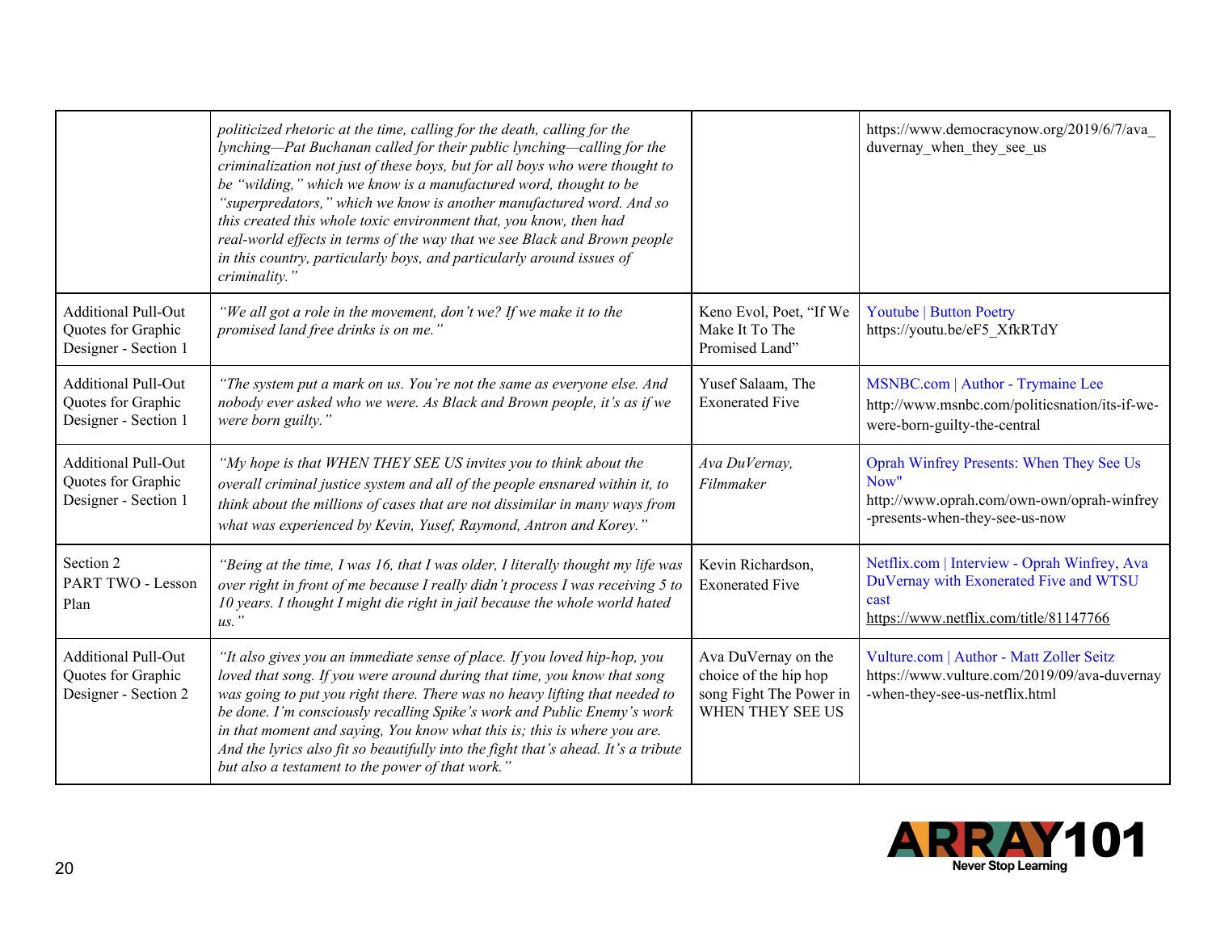| | | | |
|---|---|---|---|
| | *politicized rhetoric at the time, calling for the death, calling for the lynching—Pat Buchanan called for their public lynching—calling for the criminalization not just of these boys, but for all boys who were thought to be "wilding," which we know is a manufactured word, thought to be "superpredators," which we know is another manufactured word. And so this created this whole toxic environment that, you know, then had real-world effects in terms of the way that we see Black and Brown people in this country, particularly boys, and particularly around issues of criminality."* | | https://www.democracynow.org/2019/6/7/ava_duvernay_when_they_see_us |
| Additional Pull-Out Quotes for Graphic Designer - Section 1 | *"We all got a role in the movement, don't we? If we make it to the promised land free drinks is on me."* | Keno Evol, Poet, "If We Make It To The Promised Land" | Youtube \| Button Poetry https://youtu.be/eF5_XfkRTdY |
| Additional Pull-Out Quotes for Graphic Designer - Section 1 | *"The system put a mark on us. You're not the same as everyone else. And nobody ever asked who we were. As Black and Brown people, it's as if we were born guilty."* | Yusef Salaam, The Exonerated Five | MSNBC.com \| Author - Trymaine Lee http://www.msnbc.com/politicsnation/its-if-we-were-born-guilty-the-central |
| Additional Pull-Out Quotes for Graphic Designer - Section 1 | *"My hope is that WHEN THEY SEE US invites you to think about the overall criminal justice system and all of the people ensnared within it, to think about the millions of cases that are not dissimilar in many ways from what was experienced by Kevin, Yusef, Raymond, Antron and Korey."* | *Ava DuVernay, Filmmaker* | Oprah Winfrey Presents: When They See Us Now" http://www.oprah.com/own-own/oprah-winfrey-presents-when-they-see-us-now |
| Section 2 PART TWO - Lesson Plan | *"Being at the time, I was 16, that I was older, I literally thought my life was over right in front of me because I really didn't process I was receiving 5 to 10 years. I thought I might die right in jail because the whole world hated us."* | Kevin Richardson, Exonerated Five | Netflix.com \| Interview - Oprah Winfrey, Ava DuVernay with Exonerated Five and WTSU cast https://www.netflix.com/title/81147766 |
| Additional Pull-Out Quotes for Graphic Designer - Section 2 | *"It also gives you an immediate sense of place. If you loved hip-hop, you loved that song. If you were around during that time, you know that song was going to put you right there. There was no heavy lifting that needed to be done. I'm consciously recalling Spike's work and Public Enemy's work in that moment and saying, You know what this is; this is where you are. And the lyrics also fit so beautifully into the fight that's ahead. It's a tribute but also a testament to the power of that work."* | Ava DuVernay on the choice of the hip hop song Fight The Power in WHEN THEY SEE US | Vulture.com \| Author - Matt Zoller Seitz https://www.vulture.com/2019/09/ava-duvernay-when-they-see-us-netflix.html |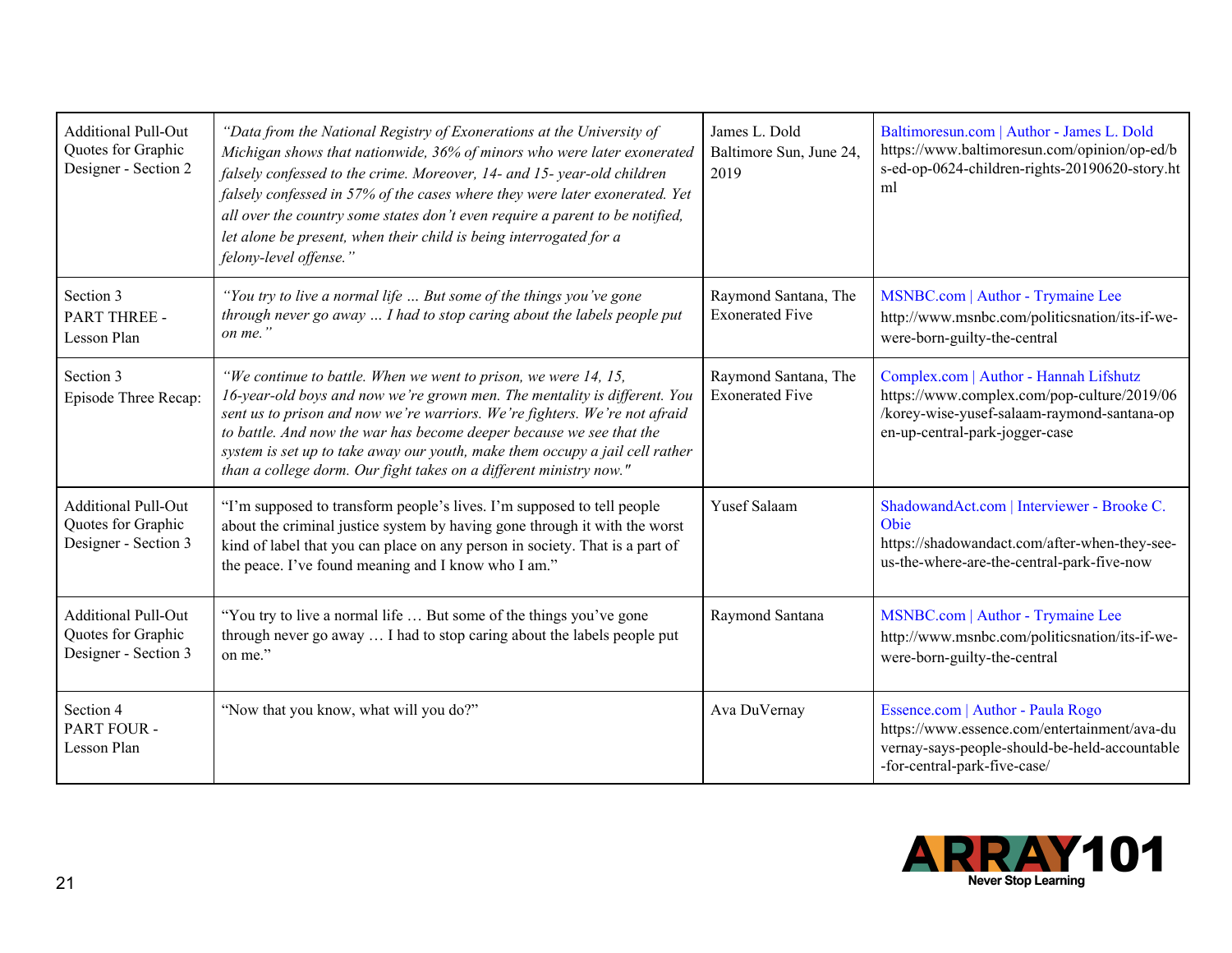| Additional Pull-Out Quotes for Graphic Designer - Section 2 | *"Data from the National Registry of Exonerations at the University of Michigan shows that nationwide, 36% of minors who were later exonerated falsely confessed to the crime. Moreover, 14- and 15- year-old children falsely confessed in 57% of the cases where they were later exonerated. Yet all over the country some states don't even require a parent to be notified, let alone be present, when their child is being interrogated for a felony-level offense."* | James L. Dold Baltimore Sun, June 24, 2019 | Baltimoresun.com \| Author - James L. Dold https://www.baltimoresun.com/opinion/op-ed/bs-ed-op-0624-children-rights-20190620-story.html |
|---|---|---|---|
| Section 3 PART THREE - Lesson Plan | *"You try to live a normal life … But some of the things you've gone through never go away … I had to stop caring about the labels people put on me."* | Raymond Santana, The Exonerated Five | MSNBC.com \| Author - Trymaine Lee http://www.msnbc.com/politicsnation/its-if-we-were-born-guilty-the-central |
| Section 3 Episode Three Recap: | *"We continue to battle. When we went to prison, we were 14, 15, 16-year-old boys and now we're grown men. The mentality is different. You sent us to prison and now we're warriors. We're fighters. We're not afraid to battle. And now the war has become deeper because we see that the system is set up to take away our youth, make them occupy a jail cell rather than a college dorm. Our fight takes on a different ministry now."* | Raymond Santana, The Exonerated Five | Complex.com \| Author - Hannah Lifshutz https://www.complex.com/pop-culture/2019/06/korey-wise-yusef-salaam-raymond-santana-open-up-central-park-jogger-case |
| Additional Pull-Out Quotes for Graphic Designer - Section 3 | "I'm supposed to transform people's lives. I'm supposed to tell people about the criminal justice system by having gone through it with the worst kind of label that you can place on any person in society. That is a part of the peace. I've found meaning and I know who I am." | Yusef Salaam | ShadowandAct.com \| Interviewer - Brooke C. Obie https://shadowandact.com/after-when-they-see-us-the-where-are-the-central-park-five-now |
| Additional Pull-Out Quotes for Graphic Designer - Section 3 | "You try to live a normal life … But some of the things you've gone through never go away … I had to stop caring about the labels people put on me." | Raymond Santana | MSNBC.com \| Author - Trymaine Lee http://www.msnbc.com/politicsnation/its-if-we-were-born-guilty-the-central |
| Section 4 PART FOUR - Lesson Plan | "Now that you know, what will you do?" | Ava DuVernay | Essence.com \| Author - Paula Rogo https://www.essence.com/entertainment/ava-duvernay-says-people-should-be-held-accountable-for-central-park-five-case/ |

ARRAY101 Never Stop Learning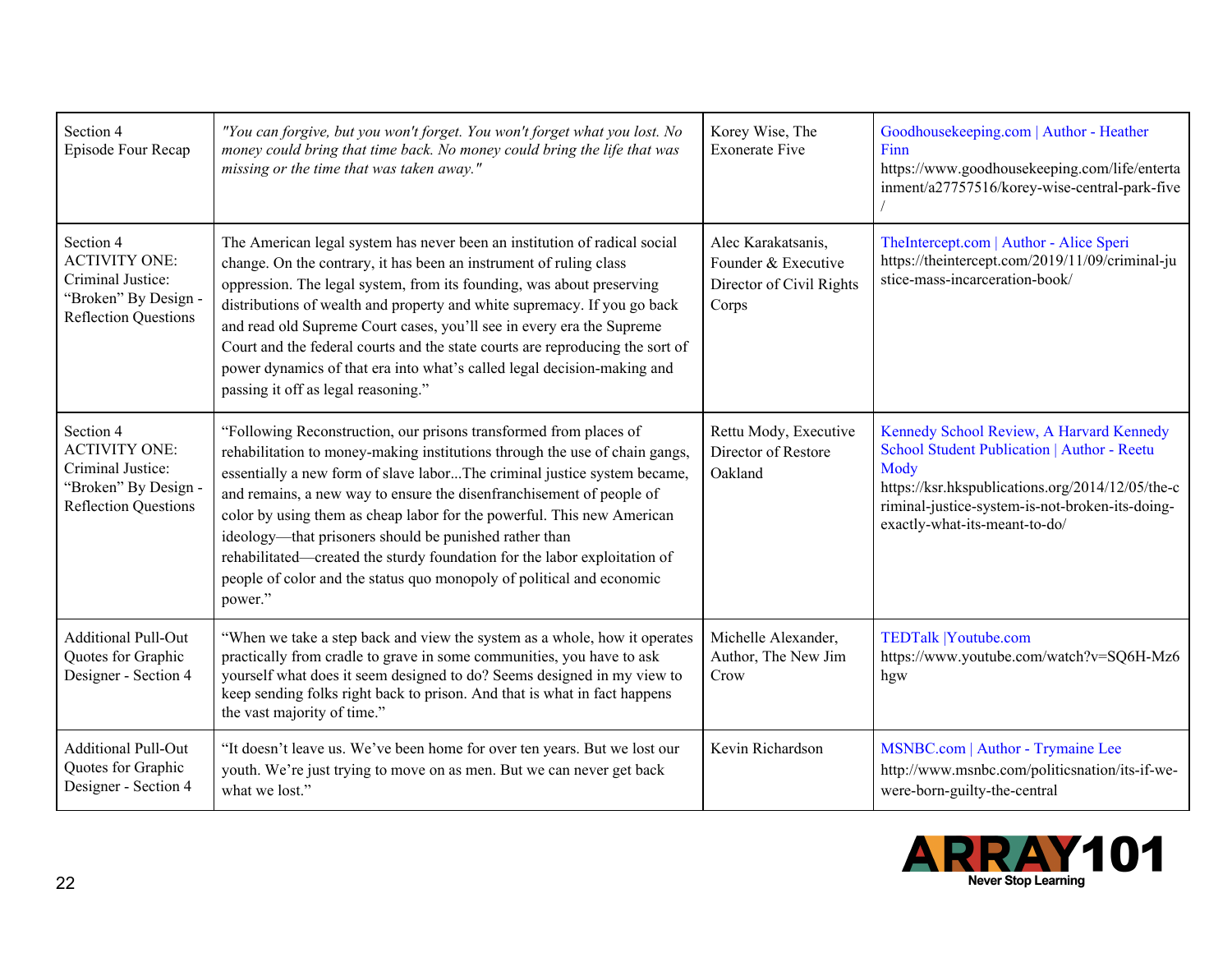| Section 4 Episode Four Recap | *"You can forgive, but you won't forget. You won't forget what you lost. No money could bring that time back. No money could bring the life that was missing or the time that was taken away."* | Korey Wise, The Exonerate Five | Goodhousekeeping.com \| Author - Heather Finn https://www.goodhousekeeping.com/life/entertainment/a27757516/korey-wise-central-park-five/ |
|---|---|---|---|
| Section 4 ACTIVITY ONE: Criminal Justice: "Broken" By Design - Reflection Questions | The American legal system has never been an institution of radical social change. On the contrary, it has been an instrument of ruling class oppression. The legal system, from its founding, was about preserving distributions of wealth and property and white supremacy. If you go back and read old Supreme Court cases, you'll see in every era the Supreme Court and the federal courts and the state courts are reproducing the sort of power dynamics of that era into what's called legal decision-making and passing it off as legal reasoning." | Alec Karakatsanis, Founder & Executive Director of Civil Rights Corps | TheIntercept.com \| Author - Alice Speri https://theintercept.com/2019/11/09/criminal-justice-mass-incarceration-book/ |
| Section 4 ACTIVITY ONE: Criminal Justice: "Broken" By Design - Reflection Questions | "Following Reconstruction, our prisons transformed from places of rehabilitation to money-making institutions through the use of chain gangs, essentially a new form of slave labor...The criminal justice system became, and remains, a new way to ensure the disenfranchisement of people of color by using them as cheap labor for the powerful. This new American ideology—that prisoners should be punished rather than rehabilitated—created the sturdy foundation for the labor exploitation of people of color and the status quo monopoly of political and economic power." | Rettu Mody, Executive Director of Restore Oakland | Kennedy School Review, A Harvard Kennedy School Student Publication \| Author - Reetu Mody https://ksr.hkspublications.org/2014/12/05/the-criminal-justice-system-is-not-broken-its-doing-exactly-what-its-meant-to-do/ |
| Additional Pull-Out Quotes for Graphic Designer - Section 4 | "When we take a step back and view the system as a whole, how it operates practically from cradle to grave in some communities, you have to ask yourself what does it seem designed to do? Seems designed in my view to keep sending folks right back to prison. And that is what in fact happens the vast majority of time." | Michelle Alexander, Author, The New Jim Crow | TEDTalk \|Youtube.com https://www.youtube.com/watch?v=SQ6H-Mz6hgw |
| Additional Pull-Out Quotes for Graphic Designer - Section 4 | "It doesn't leave us. We've been home for over ten years. But we lost our youth. We're just trying to move on as men. But we can never get back what we lost." | Kevin Richardson | MSNBC.com \| Author - Trymaine Lee http://www.msnbc.com/politicsnation/its-if-we-were-born-guilty-the-central |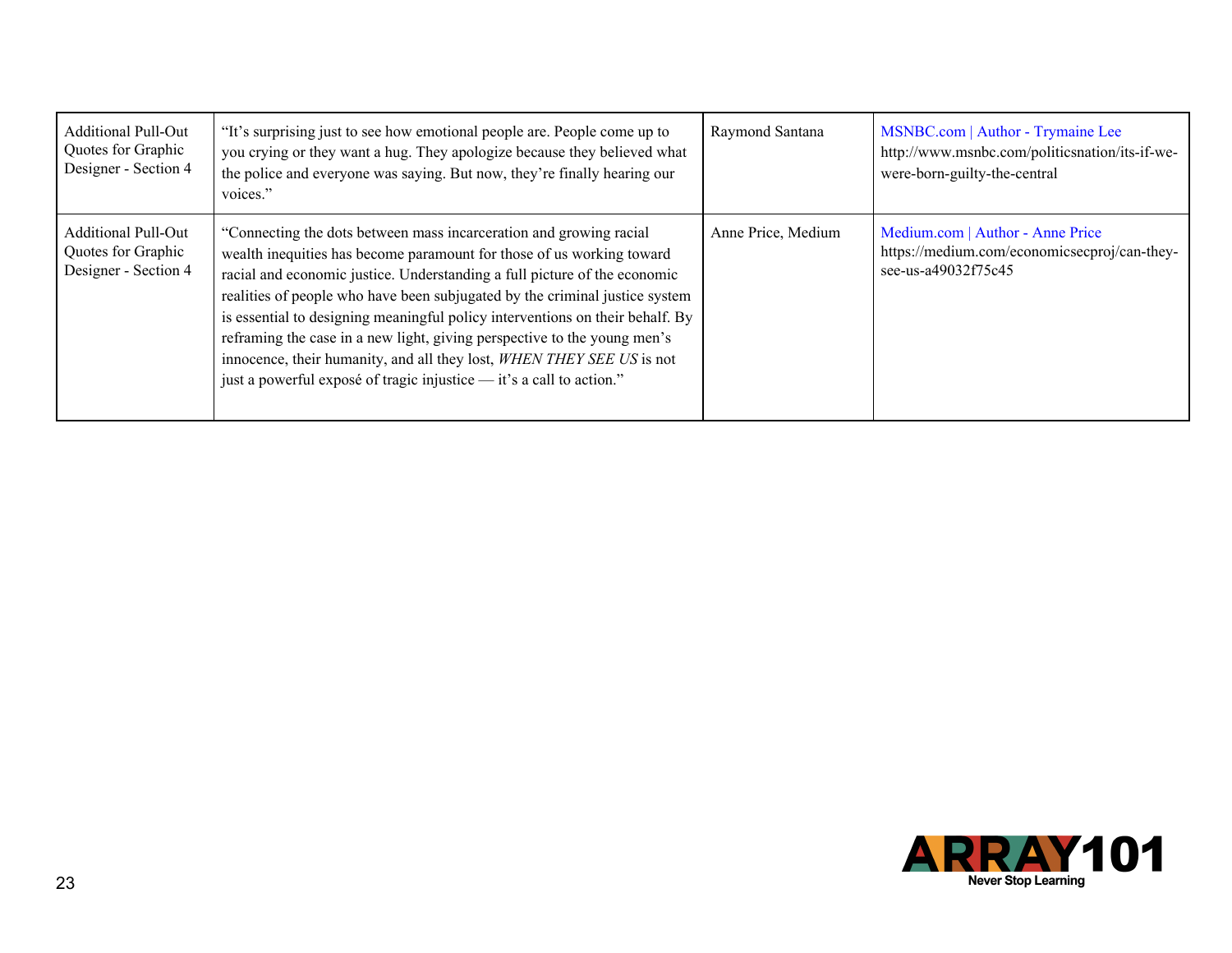| | | | |
|---|---|---|---|
| Additional Pull-Out Quotes for Graphic Designer - Section 4 | "It's surprising just to see how emotional people are. People come up to you crying or they want a hug. They apologize because they believed what the police and everyone was saying. But now, they're finally hearing our voices." | Raymond Santana | MSNBC.com \| Author - Trymaine Lee http://www.msnbc.com/politicsnation/its-if-we-were-born-guilty-the-central |
| Additional Pull-Out Quotes for Graphic Designer - Section 4 | "Connecting the dots between mass incarceration and growing racial wealth inequities has become paramount for those of us working toward racial and economic justice. Understanding a full picture of the economic realities of people who have been subjugated by the criminal justice system is essential to designing meaningful policy interventions on their behalf. By reframing the case in a new light, giving perspective to the young men's innocence, their humanity, and all they lost, *WHEN THEY SEE US* is not just a powerful exposé of tragic injustice — it's a call to action." | Anne Price, Medium | Medium.com \| Author - Anne Price https://medium.com/economicsecproj/can-they-see-us-a49032f75c45 |

ARRAY101
Never Stop Learning